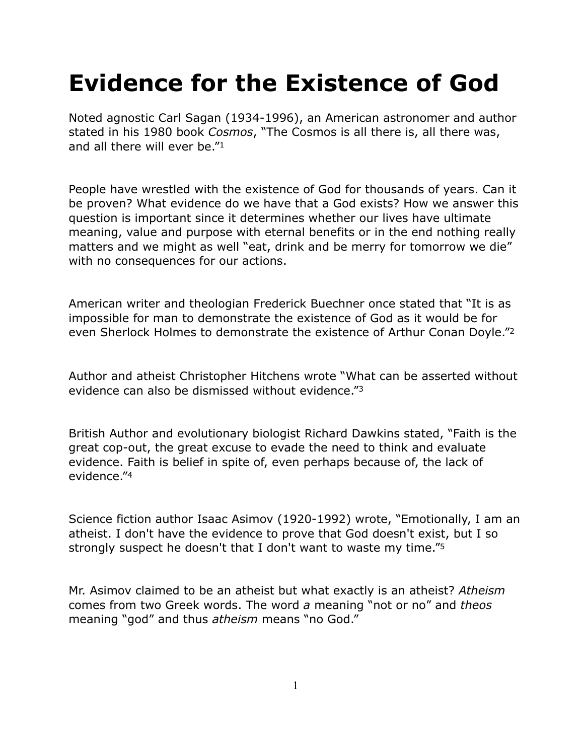# Evidence for the Existence of God

Noted agnostic Carl Sagan (1934-1996), an American astronomer and author stated in his 1980 book *Cosmos*, "The Cosmos is all there is, all there was, and all there will ever be."[1]

People have wrestled with the existence of God for thousands of years. Can it be proven? What evidence do we have that a God exists? How we answer this question is important since it determines whether our lives have ultimate meaning, value and purpose with eternal benefits or in the end nothing really matters and we might as well "eat, drink and be merry for tomorrow we die" with no consequences for our actions.

American writer and theologian Frederick Buechner once stated that "It is as impossible for man to demonstrate the existence of God as it would be for even Sherlock Holmes to demonstrate the existence of Arthur Conan Doyle."[2]

Author and atheist Christopher Hitchens wrote "What can be asserted without evidence can also be dismissed without evidence."[3]

British Author and evolutionary biologist Richard Dawkins stated, "Faith is the great cop-out, the great excuse to evade the need to think and evaluate evidence. Faith is belief in spite of, even perhaps because of, the lack of evidence."[4]

Science fiction author Isaac Asimov (1920-1992) wrote, "Emotionally, I am an atheist. I don't have the evidence to prove that God doesn't exist, but I so strongly suspect he doesn't that I don't want to waste my time."[5]

Mr. Asimov claimed to be an atheist but what exactly is an atheist? *Atheism* comes from two Greek words. The word *a* meaning "not or no" and *theos* meaning "god" and thus *atheism* means "no God."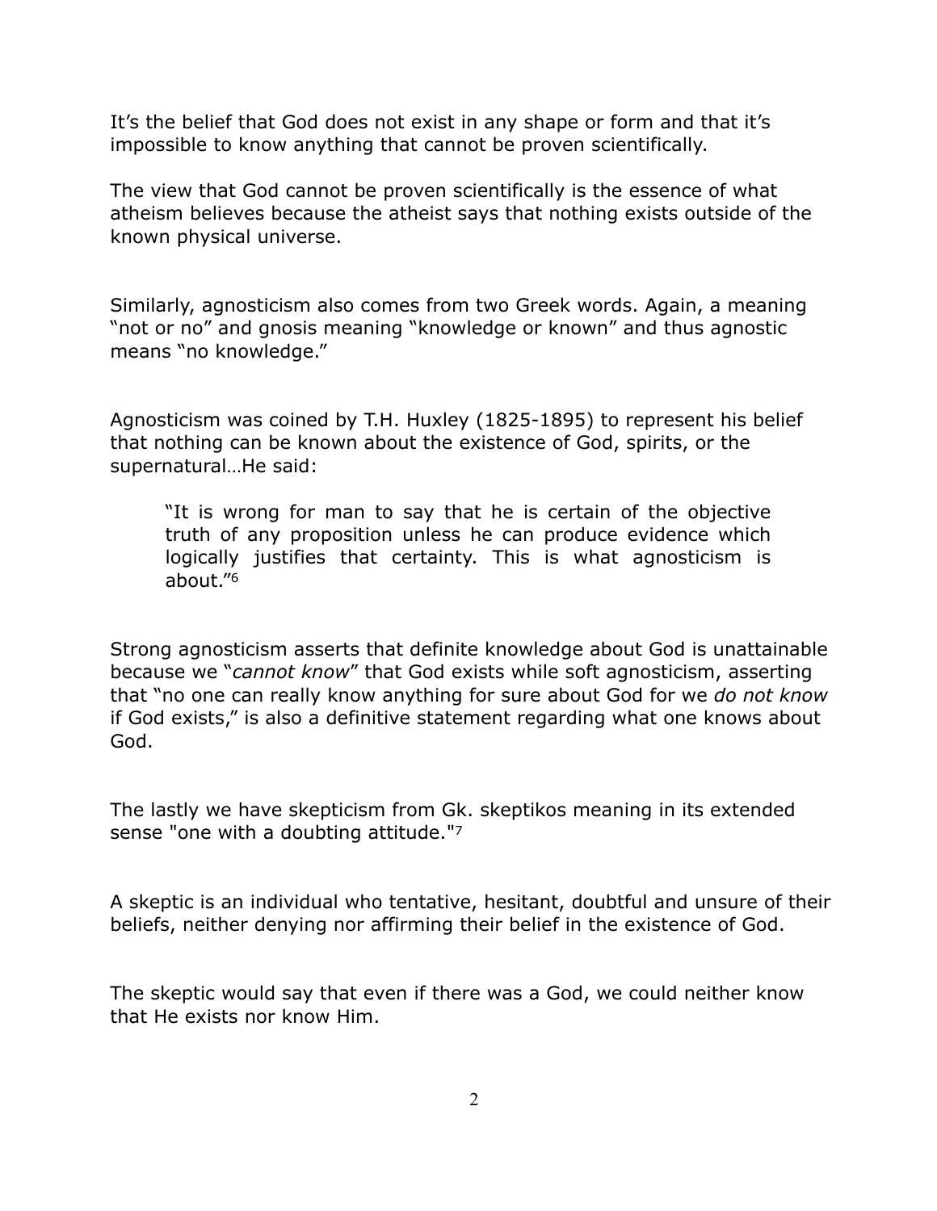It’s the belief that God does not exist in any shape or form and that it’s impossible to know anything that cannot be proven scientifically.

The view that God cannot be proven scientifically is the essence of what atheism believes because the atheist says that nothing exists outside of the known physical universe.

Similarly, agnosticism also comes from two Greek words. Again, a meaning “not or no” and gnosis meaning “knowledge or known” and thus agnostic means “no knowledge.”

Agnosticism was coined by T.H. Huxley (1825-1895) to represent his belief that nothing can be known about the existence of God, spirits, or the supernatural…He said:

> “It is wrong for man to say that he is certain of the objective truth of any proposition unless he can produce evidence which logically justifies that certainty. This is what agnosticism is about.”[6]

Strong agnosticism asserts that definite knowledge about God is unattainable because we “*cannot know*” that God exists while soft agnosticism, asserting that “no one can really know anything for sure about God for we *do not know* if God exists,” is also a definitive statement regarding what one knows about God.

The lastly we have skepticism from Gk. skeptikos meaning in its extended sense "one with a doubting attitude."[7]

A skeptic is an individual who tentative, hesitant, doubtful and unsure of their beliefs, neither denying nor affirming their belief in the existence of God.

The skeptic would say that even if there was a God, we could neither know that He exists nor know Him.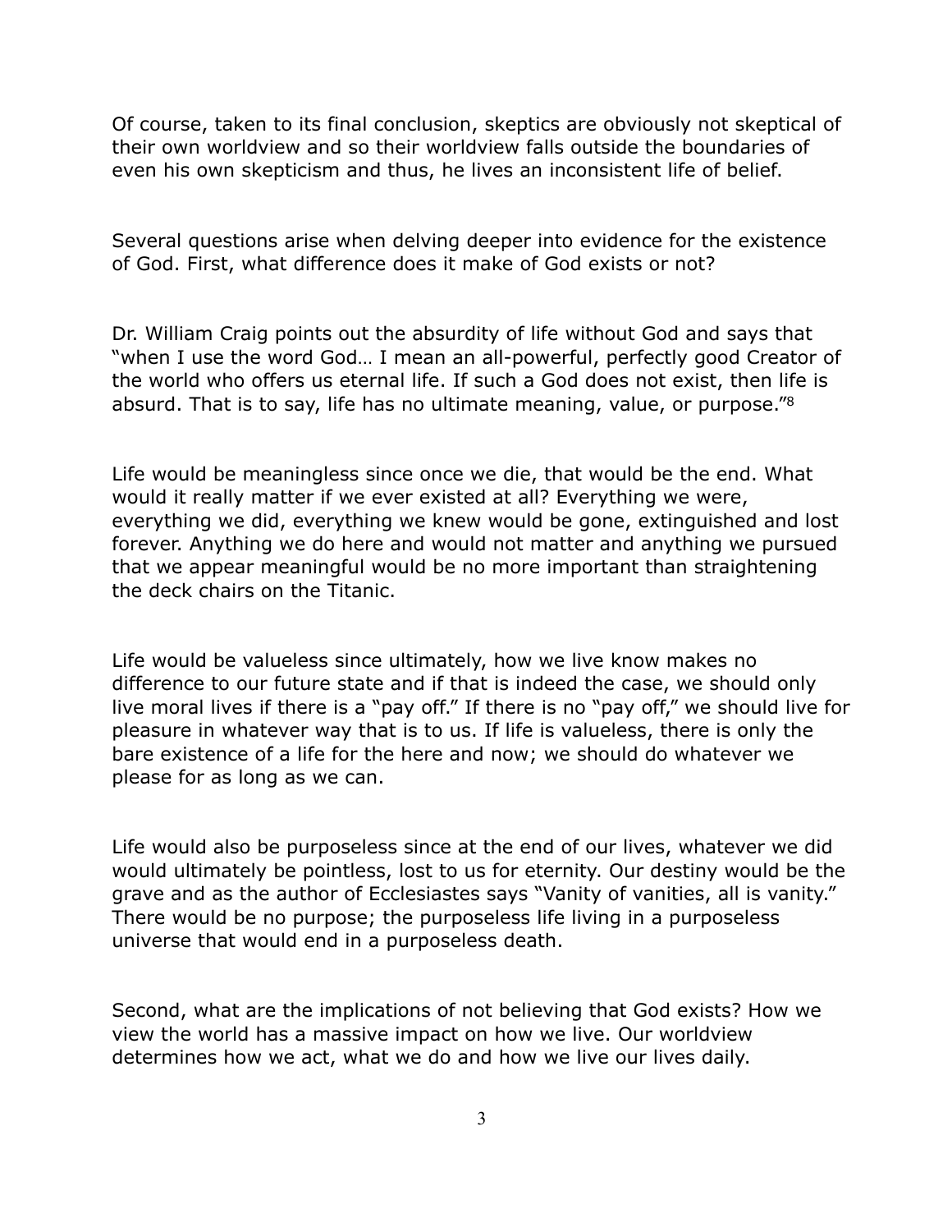Of course, taken to its final conclusion, skeptics are obviously not skeptical of their own worldview and so their worldview falls outside the boundaries of even his own skepticism and thus, he lives an inconsistent life of belief.

Several questions arise when delving deeper into evidence for the existence of God. First, what difference does it make of God exists or not?

Dr. William Craig points out the absurdity of life without God and says that "when I use the word God… I mean an all-powerful, perfectly good Creator of the world who offers us eternal life. If such a God does not exist, then life is absurd. That is to say, life has no ultimate meaning, value, or purpose."[8]

Life would be meaningless since once we die, that would be the end. What would it really matter if we ever existed at all? Everything we were, everything we did, everything we knew would be gone, extinguished and lost forever. Anything we do here and would not matter and anything we pursued that we appear meaningful would be no more important than straightening the deck chairs on the Titanic.

Life would be valueless since ultimately, how we live know makes no difference to our future state and if that is indeed the case, we should only live moral lives if there is a "pay off." If there is no "pay off," we should live for pleasure in whatever way that is to us. If life is valueless, there is only the bare existence of a life for the here and now; we should do whatever we please for as long as we can.

Life would also be purposeless since at the end of our lives, whatever we did would ultimately be pointless, lost to us for eternity. Our destiny would be the grave and as the author of Ecclesiastes says "Vanity of vanities, all is vanity." There would be no purpose; the purposeless life living in a purposeless universe that would end in a purposeless death.

Second, what are the implications of not believing that God exists? How we view the world has a massive impact on how we live. Our worldview determines how we act, what we do and how we live our lives daily.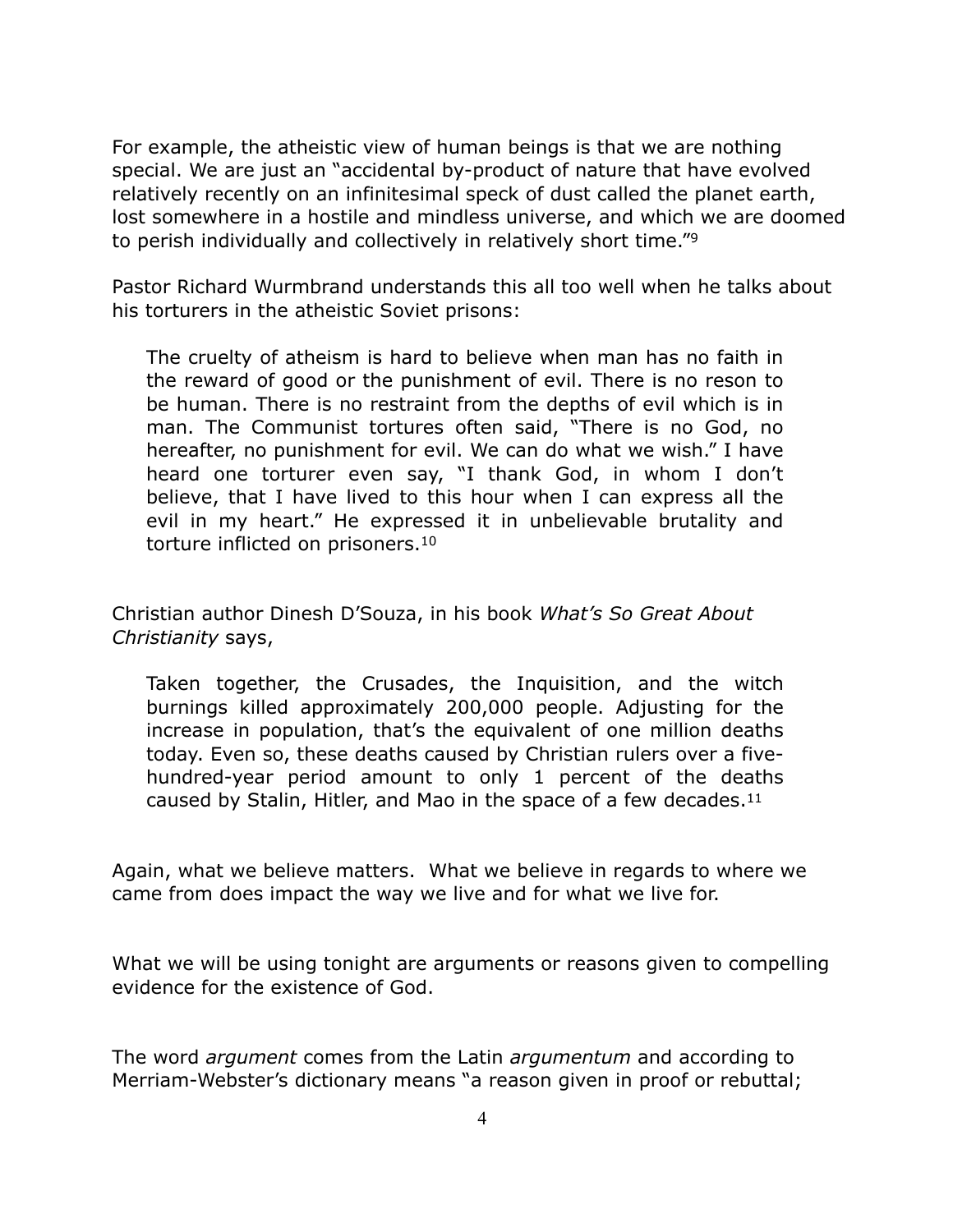For example, the atheistic view of human beings is that we are nothing special. We are just an "accidental by-product of nature that have evolved relatively recently on an infinitesimal speck of dust called the planet earth, lost somewhere in a hostile and mindless universe, and which we are doomed to perish individually and collectively in relatively short time."[9]

Pastor Richard Wurmbrand understands this all too well when he talks about his torturers in the atheistic Soviet prisons:

> The cruelty of atheism is hard to believe when man has no faith in the reward of good or the punishment of evil. There is no reson to be human. There is no restraint from the depths of evil which is in man. The Communist tortures often said, "There is no God, no hereafter, no punishment for evil. We can do what we wish." I have heard one torturer even say, "I thank God, in whom I don't believe, that I have lived to this hour when I can express all the evil in my heart." He expressed it in unbelievable brutality and torture inflicted on prisoners.[10]

Christian author Dinesh D'Souza, in his book *What's So Great About Christianity* says,

> Taken together, the Crusades, the Inquisition, and the witch burnings killed approximately 200,000 people. Adjusting for the increase in population, that's the equivalent of one million deaths today. Even so, these deaths caused by Christian rulers over a five-hundred-year period amount to only 1 percent of the deaths caused by Stalin, Hitler, and Mao in the space of a few decades.[11]

Again, what we believe matters. What we believe in regards to where we came from does impact the way we live and for what we live for.

What we will be using tonight are arguments or reasons given to compelling evidence for the existence of God.

The word *argument* comes from the Latin *argumentum* and according to Merriam-Webster's dictionary means "a reason given in proof or rebuttal;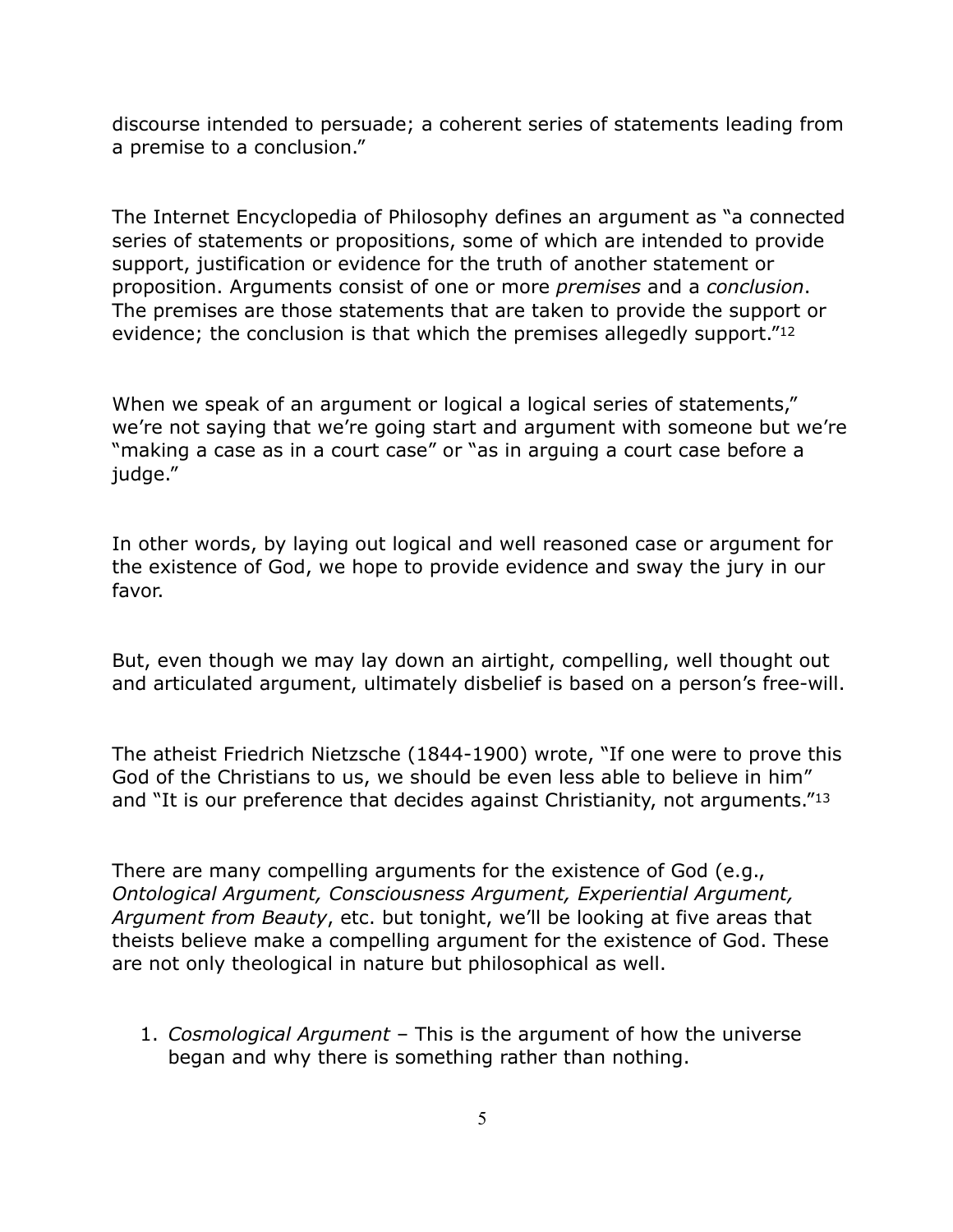discourse intended to persuade; a coherent series of statements leading from a premise to a conclusion."

The Internet Encyclopedia of Philosophy defines an argument as "a connected series of statements or propositions, some of which are intended to provide support, justification or evidence for the truth of another statement or proposition. Arguments consist of one or more *premises* and a *conclusion*. The premises are those statements that are taken to provide the support or evidence; the conclusion is that which the premises allegedly support."[12]

When we speak of an argument or logical a logical series of statements," we're not saying that we're going start and argument with someone but we're "making a case as in a court case" or "as in arguing a court case before a judge."

In other words, by laying out logical and well reasoned case or argument for the existence of God, we hope to provide evidence and sway the jury in our favor.

But, even though we may lay down an airtight, compelling, well thought out and articulated argument, ultimately disbelief is based on a person's free-will.

The atheist Friedrich Nietzsche (1844-1900) wrote, "If one were to prove this God of the Christians to us, we should be even less able to believe in him" and "It is our preference that decides against Christianity, not arguments."[13]

There are many compelling arguments for the existence of God (e.g., *Ontological Argument, Consciousness Argument, Experiential Argument, Argument from Beauty*, etc. but tonight, we'll be looking at five areas that theists believe make a compelling argument for the existence of God. These are not only theological in nature but philosophical as well.

1. *Cosmological Argument* – This is the argument of how the universe began and why there is something rather than nothing.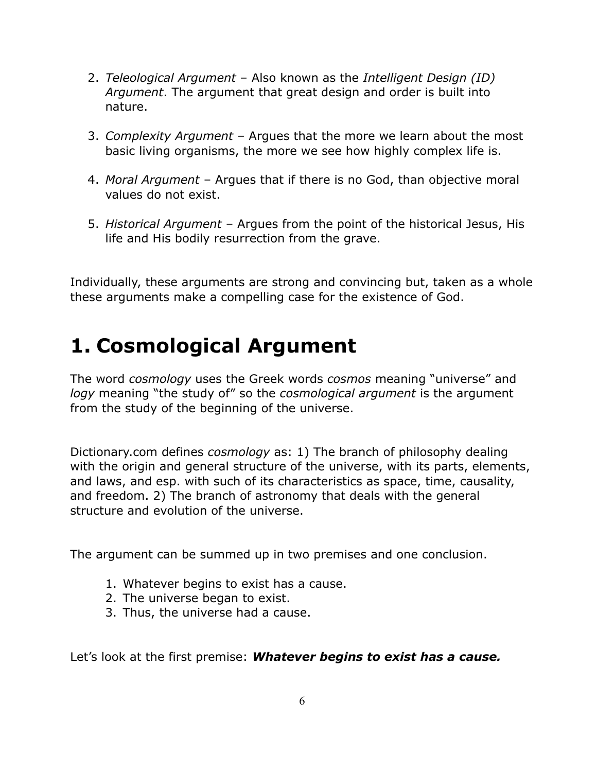2. *Teleological Argument* – Also known as the *Intelligent Design (ID) Argument*. The argument that great design and order is built into nature.

3. *Complexity Argument* – Argues that the more we learn about the most basic living organisms, the more we see how highly complex life is.

4. *Moral Argument* – Argues that if there is no God, than objective moral values do not exist.

5. *Historical Argument* – Argues from the point of the historical Jesus, His life and His bodily resurrection from the grave.

Individually, these arguments are strong and convincing but, taken as a whole these arguments make a compelling case for the existence of God.

# 1. Cosmological Argument

The word *cosmology* uses the Greek words *cosmos* meaning "universe" and *logy* meaning "the study of" so the *cosmological argument* is the argument from the study of the beginning of the universe.

Dictionary.com defines *cosmology* as: 1) The branch of philosophy dealing with the origin and general structure of the universe, with its parts, elements, and laws, and esp. with such of its characteristics as space, time, causality, and freedom. 2) The branch of astronomy that deals with the general structure and evolution of the universe.

The argument can be summed up in two premises and one conclusion.

1. Whatever begins to exist has a cause.
2. The universe began to exist.
3. Thus, the universe had a cause.

Let's look at the first premise: ***Whatever begins to exist has a cause.***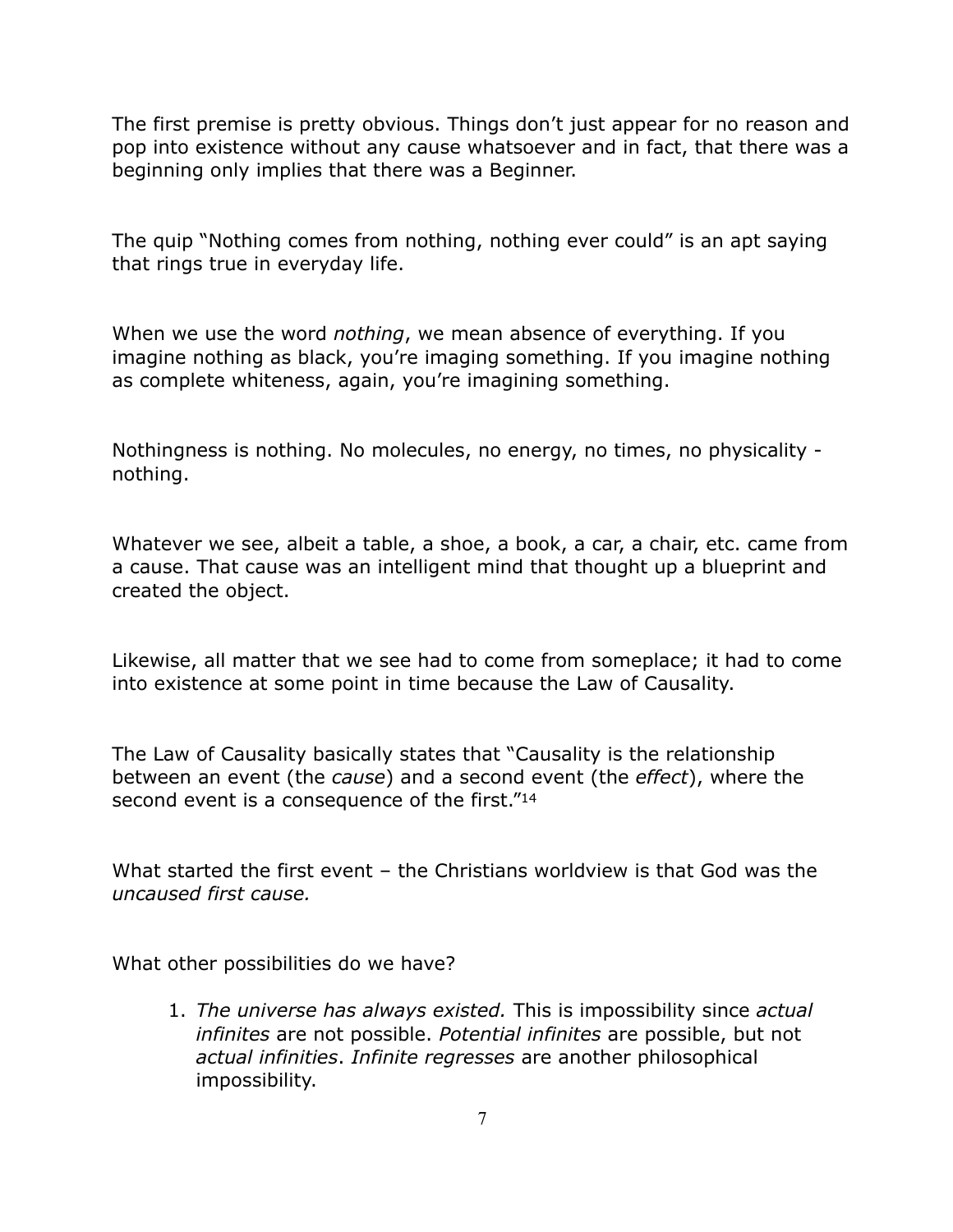The first premise is pretty obvious. Things don't just appear for no reason and pop into existence without any cause whatsoever and in fact, that there was a beginning only implies that there was a Beginner.

The quip "Nothing comes from nothing, nothing ever could" is an apt saying that rings true in everyday life.

When we use the word *nothing*, we mean absence of everything. If you imagine nothing as black, you're imaging something. If you imagine nothing as complete whiteness, again, you're imagining something.

Nothingness is nothing. No molecules, no energy, no times, no physicality - nothing.

Whatever we see, albeit a table, a shoe, a book, a car, a chair, etc. came from a cause. That cause was an intelligent mind that thought up a blueprint and created the object.

Likewise, all matter that we see had to come from someplace; it had to come into existence at some point in time because the Law of Causality.

The Law of Causality basically states that "Causality is the relationship between an event (the *cause*) and a second event (the *effect*), where the second event is a consequence of the first."[14]

What started the first event – the Christians worldview is that God was the *uncaused first cause.*

What other possibilities do we have?

1. *The universe has always existed.* This is impossibility since *actual infinites* are not possible. *Potential infinites* are possible, but not *actual infinities*. *Infinite regresses* are another philosophical impossibility.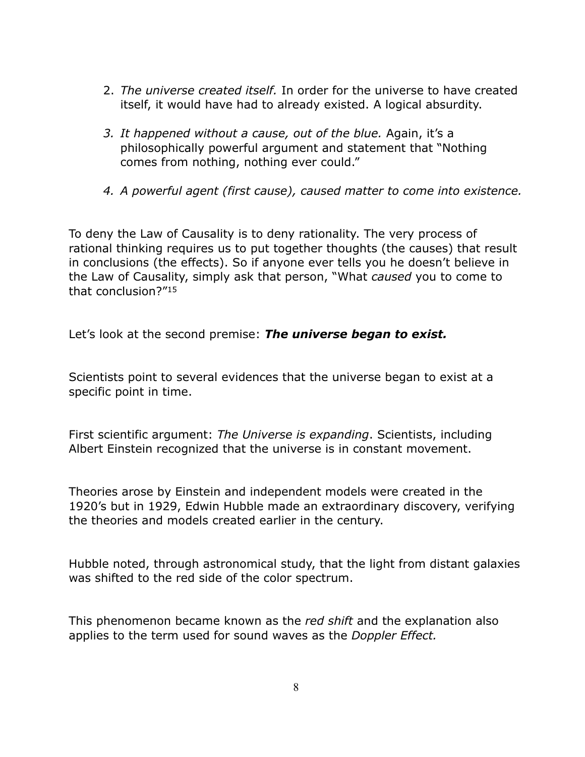2. *The universe created itself.* In order for the universe to have created itself, it would have had to already existed. A logical absurdity.

3. *It happened without a cause, out of the blue.* Again, it's a philosophically powerful argument and statement that "Nothing comes from nothing, nothing ever could."

4. *A powerful agent (first cause), caused matter to come into existence.*

To deny the Law of Causality is to deny rationality. The very process of rational thinking requires us to put together thoughts (the causes) that result in conclusions (the effects). So if anyone ever tells you he doesn't believe in the Law of Causality, simply ask that person, "What *caused* you to come to that conclusion?"[15]

Let's look at the second premise: ***The universe began to exist.***

Scientists point to several evidences that the universe began to exist at a specific point in time.

First scientific argument: *The Universe is expanding*. Scientists, including Albert Einstein recognized that the universe is in constant movement.

Theories arose by Einstein and independent models were created in the 1920's but in 1929, Edwin Hubble made an extraordinary discovery, verifying the theories and models created earlier in the century.

Hubble noted, through astronomical study, that the light from distant galaxies was shifted to the red side of the color spectrum.

This phenomenon became known as the *red shift* and the explanation also applies to the term used for sound waves as the *Doppler Effect.*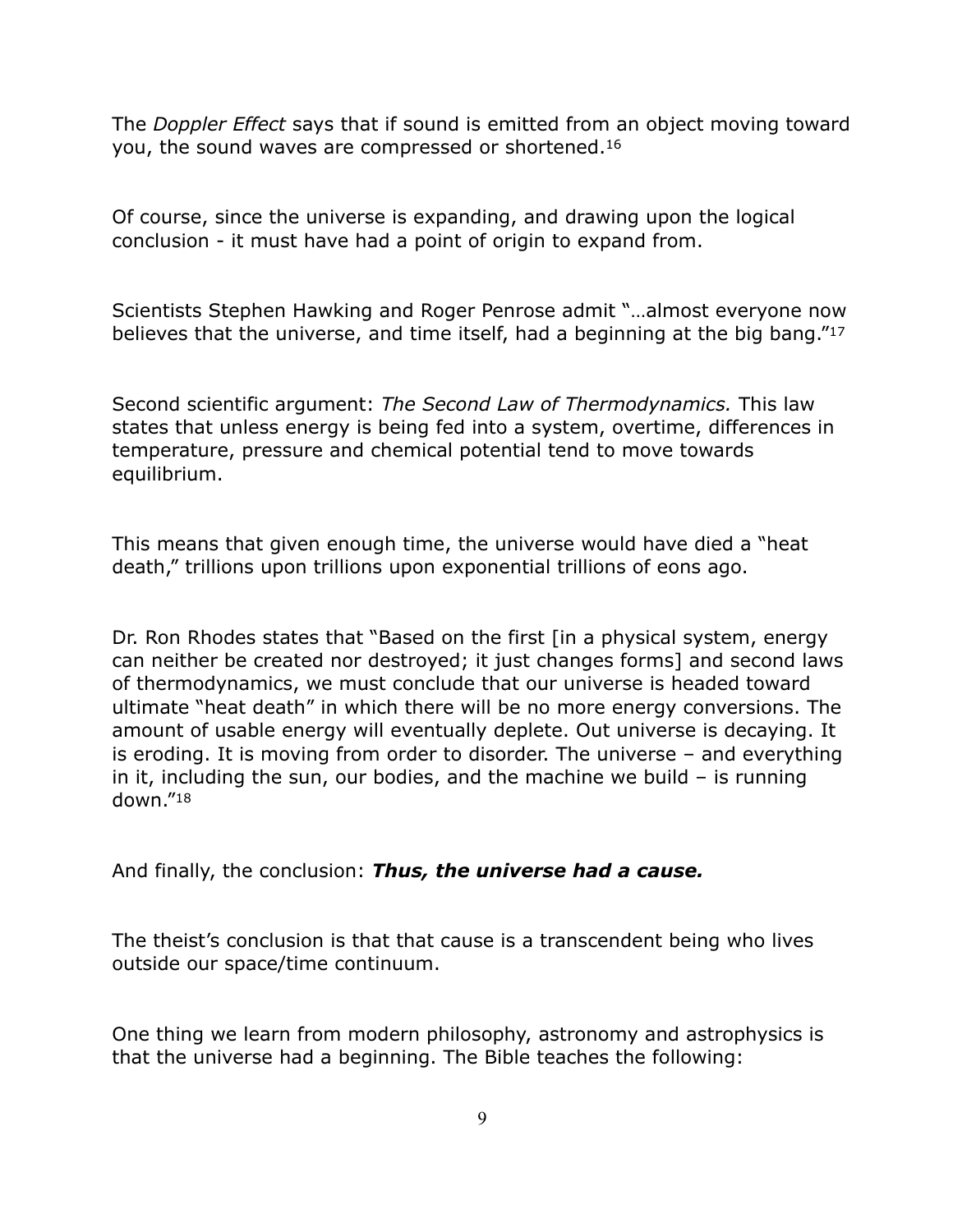The *Doppler Effect* says that if sound is emitted from an object moving toward you, the sound waves are compressed or shortened.[16]

Of course, since the universe is expanding, and drawing upon the logical conclusion - it must have had a point of origin to expand from.

Scientists Stephen Hawking and Roger Penrose admit "…almost everyone now believes that the universe, and time itself, had a beginning at the big bang."[17]

Second scientific argument: *The Second Law of Thermodynamics.* This law states that unless energy is being fed into a system, overtime, differences in temperature, pressure and chemical potential tend to move towards equilibrium.

This means that given enough time, the universe would have died a "heat death," trillions upon trillions upon exponential trillions of eons ago.

Dr. Ron Rhodes states that "Based on the first [in a physical system, energy can neither be created nor destroyed; it just changes forms] and second laws of thermodynamics, we must conclude that our universe is headed toward ultimate "heat death" in which there will be no more energy conversions. The amount of usable energy will eventually deplete. Out universe is decaying. It is eroding. It is moving from order to disorder. The universe – and everything in it, including the sun, our bodies, and the machine we build – is running down."[18]

And finally, the conclusion: ***Thus, the universe had a cause.***

The theist's conclusion is that that cause is a transcendent being who lives outside our space/time continuum.

One thing we learn from modern philosophy, astronomy and astrophysics is that the universe had a beginning. The Bible teaches the following: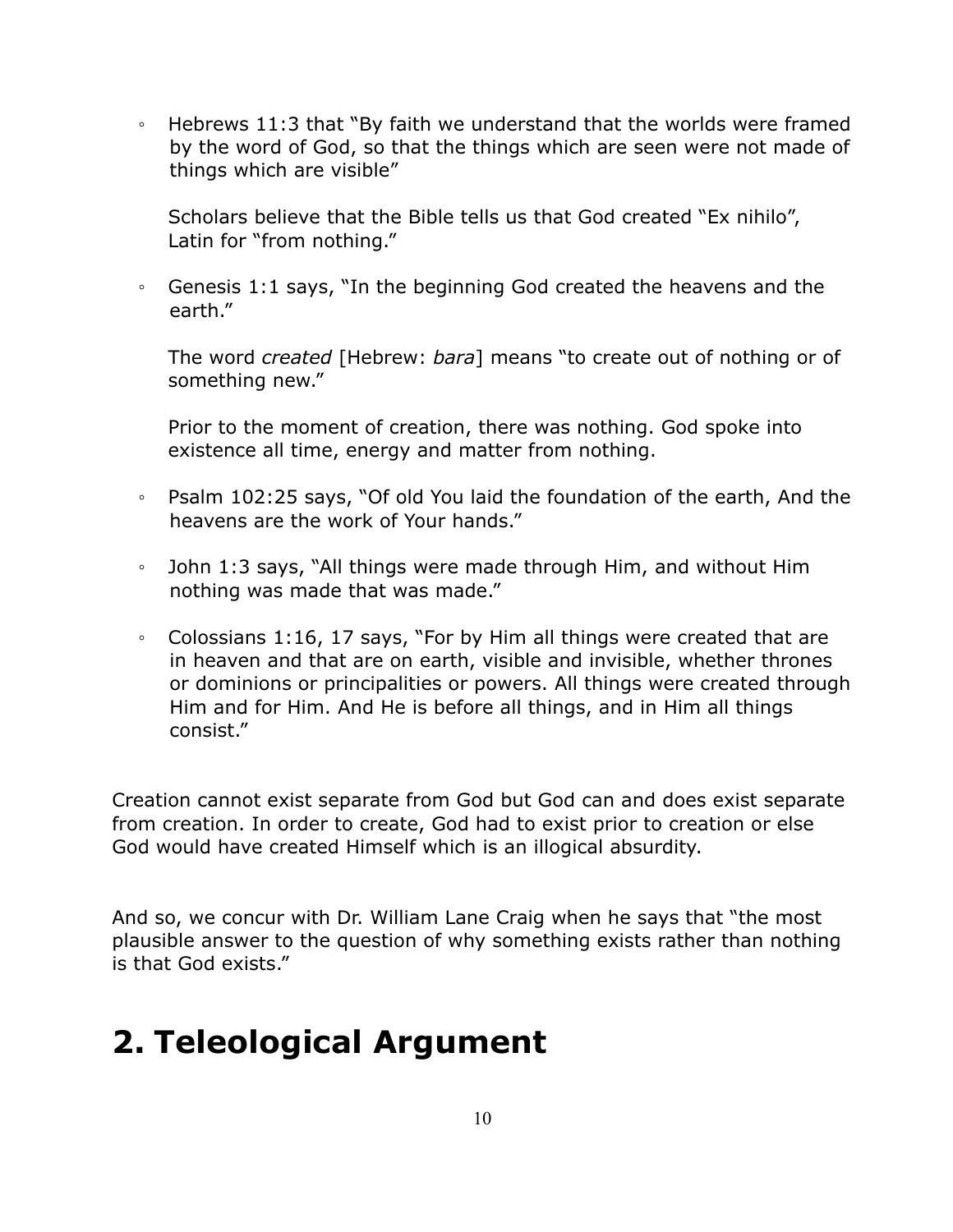- Hebrews 11:3 that "By faith we understand that the worlds were framed by the word of God, so that the things which are seen were not made of things which are visible"

  Scholars believe that the Bible tells us that God created "Ex nihilo", Latin for "from nothing."

- Genesis 1:1 says, "In the beginning God created the heavens and the earth."

  The word *created* [Hebrew: *bara*] means "to create out of nothing or of something new."

  Prior to the moment of creation, there was nothing. God spoke into existence all time, energy and matter from nothing.

- Psalm 102:25 says, "Of old You laid the foundation of the earth, And the heavens are the work of Your hands."

- John 1:3 says, "All things were made through Him, and without Him nothing was made that was made."

- Colossians 1:16, 17 says, "For by Him all things were created that are in heaven and that are on earth, visible and invisible, whether thrones or dominions or principalities or powers. All things were created through Him and for Him. And He is before all things, and in Him all things consist."

Creation cannot exist separate from God but God can and does exist separate from creation. In order to create, God had to exist prior to creation or else God would have created Himself which is an illogical absurdity.

And so, we concur with Dr. William Lane Craig when he says that "the most plausible answer to the question of why something exists rather than nothing is that God exists."

# 2. Teleological Argument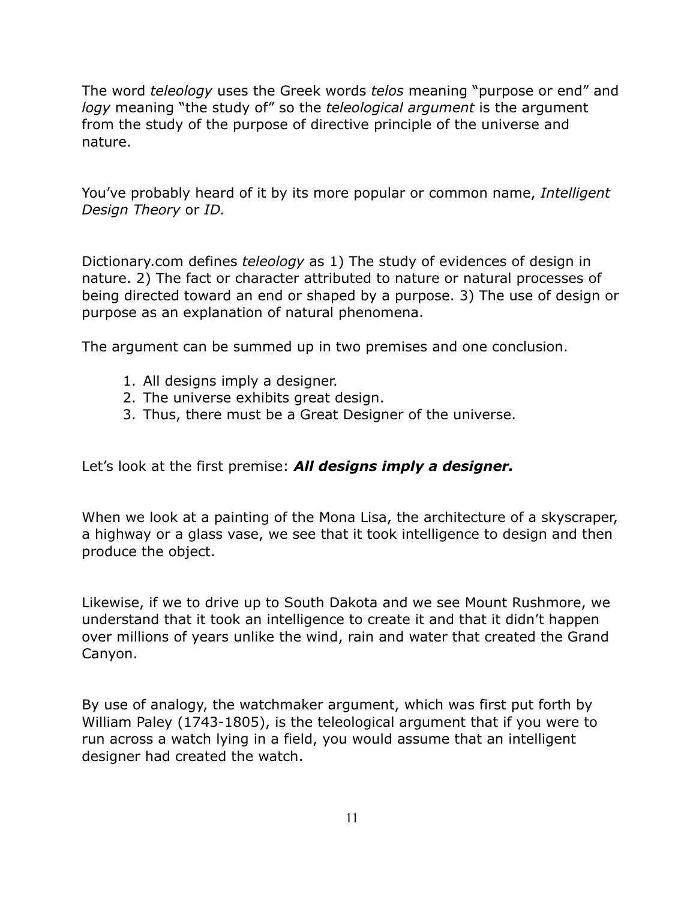The word *teleology* uses the Greek words *telos* meaning "purpose or end" and *logy* meaning "the study of" so the *teleological argument* is the argument from the study of the purpose of directive principle of the universe and nature.

You've probably heard of it by its more popular or common name, *Intelligent Design Theory* or *ID.*

Dictionary.com defines *teleology* as 1) The study of evidences of design in nature. 2) The fact or character attributed to nature or natural processes of being directed toward an end or shaped by a purpose. 3) The use of design or purpose as an explanation of natural phenomena.

The argument can be summed up in two premises and one conclusion.

1. All designs imply a designer.
2. The universe exhibits great design.
3. Thus, there must be a Great Designer of the universe.

Let's look at the first premise: ***All designs imply a designer.***

When we look at a painting of the Mona Lisa, the architecture of a skyscraper, a highway or a glass vase, we see that it took intelligence to design and then produce the object.

Likewise, if we to drive up to South Dakota and we see Mount Rushmore, we understand that it took an intelligence to create it and that it didn't happen over millions of years unlike the wind, rain and water that created the Grand Canyon.

By use of analogy, the watchmaker argument, which was first put forth by William Paley (1743-1805), is the teleological argument that if you were to run across a watch lying in a field, you would assume that an intelligent designer had created the watch.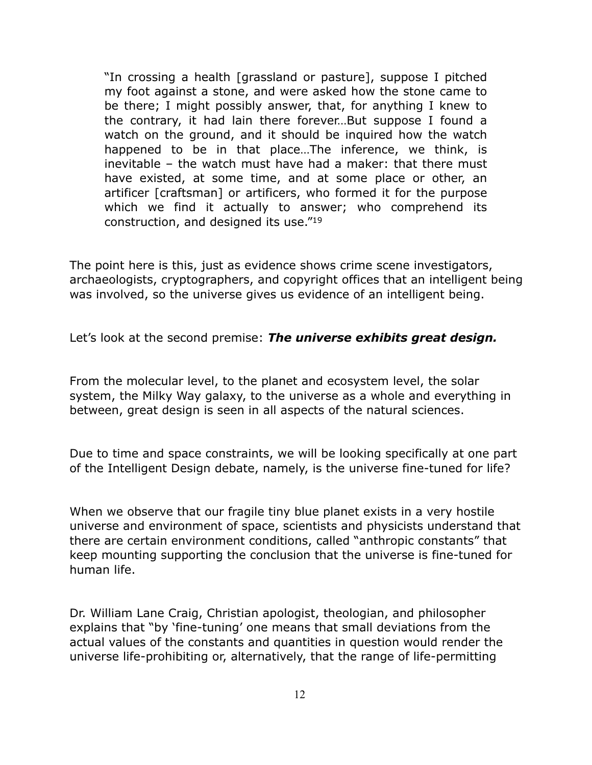> "In crossing a health [grassland or pasture], suppose I pitched my foot against a stone, and were asked how the stone came to be there; I might possibly answer, that, for anything I knew to the contrary, it had lain there forever…But suppose I found a watch on the ground, and it should be inquired how the watch happened to be in that place…The inference, we think, is inevitable – the watch must have had a maker: that there must have existed, at some time, and at some place or other, an artificer [craftsman] or artificers, who formed it for the purpose which we find it actually to answer; who comprehend its construction, and designed its use."[19]

The point here is this, just as evidence shows crime scene investigators, archaeologists, cryptographers, and copyright offices that an intelligent being was involved, so the universe gives us evidence of an intelligent being.

Let's look at the second premise: ***The universe exhibits great design.***

From the molecular level, to the planet and ecosystem level, the solar system, the Milky Way galaxy, to the universe as a whole and everything in between, great design is seen in all aspects of the natural sciences.

Due to time and space constraints, we will be looking specifically at one part of the Intelligent Design debate, namely, is the universe fine-tuned for life?

When we observe that our fragile tiny blue planet exists in a very hostile universe and environment of space, scientists and physicists understand that there are certain environment conditions, called "anthropic constants" that keep mounting supporting the conclusion that the universe is fine-tuned for human life.

Dr. William Lane Craig, Christian apologist, theologian, and philosopher explains that "by 'fine-tuning' one means that small deviations from the actual values of the constants and quantities in question would render the universe life-prohibiting or, alternatively, that the range of life-permitting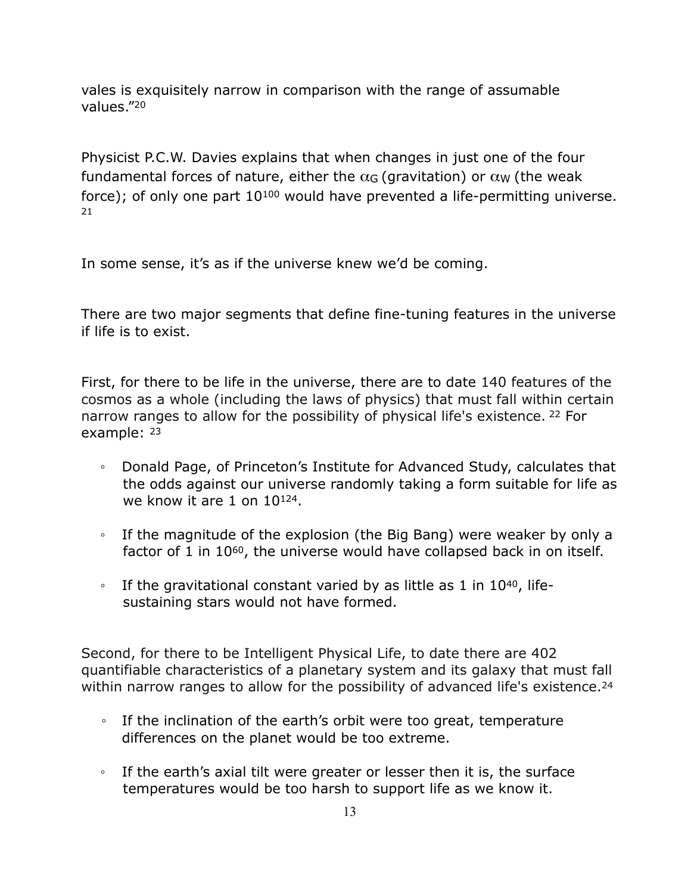vales is exquisitely narrow in comparison with the range of assumable values."[20]

Physicist P.C.W. Davies explains that when changes in just one of the four fundamental forces of nature, either the $\alpha_G$ (gravitation) or $\alpha_W$ (the weak force); of only one part $10^{100}$ would have prevented a life-permitting universe.[21]

In some sense, it's as if the universe knew we'd be coming.

There are two major segments that define fine-tuning features in the universe if life is to exist.

First, for there to be life in the universe, there are to date 140 features of the cosmos as a whole (including the laws of physics) that must fall within certain narrow ranges to allow for the possibility of physical life's existence.[22] For example:[23]

- Donald Page, of Princeton's Institute for Advanced Study, calculates that the odds against our universe randomly taking a form suitable for life as we know it are 1 on $10^{124}$.
- If the magnitude of the explosion (the Big Bang) were weaker by only a factor of 1 in $10^{60}$, the universe would have collapsed back in on itself.
- If the gravitational constant varied by as little as 1 in $10^{40}$, life-sustaining stars would not have formed.

Second, for there to be Intelligent Physical Life, to date there are 402 quantifiable characteristics of a planetary system and its galaxy that must fall within narrow ranges to allow for the possibility of advanced life's existence.[24]

- If the inclination of the earth's orbit were too great, temperature differences on the planet would be too extreme.
- If the earth's axial tilt were greater or lesser then it is, the surface temperatures would be too harsh to support life as we know it.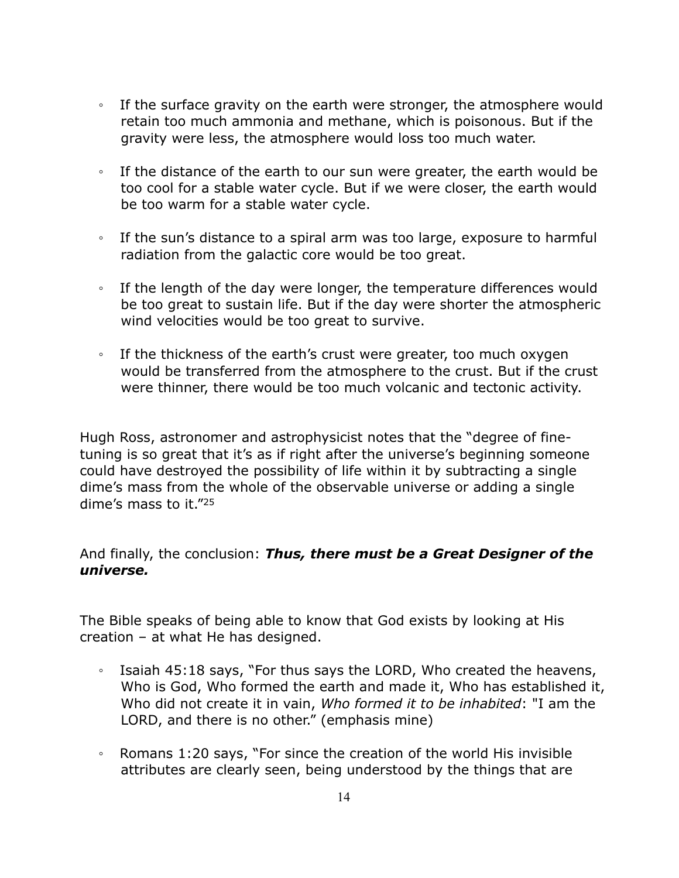- If the surface gravity on the earth were stronger, the atmosphere would retain too much ammonia and methane, which is poisonous. But if the gravity were less, the atmosphere would loss too much water.

- If the distance of the earth to our sun were greater, the earth would be too cool for a stable water cycle. But if we were closer, the earth would be too warm for a stable water cycle.

- If the sun's distance to a spiral arm was too large, exposure to harmful radiation from the galactic core would be too great.

- If the length of the day were longer, the temperature differences would be too great to sustain life. But if the day were shorter the atmospheric wind velocities would be too great to survive.

- If the thickness of the earth's crust were greater, too much oxygen would be transferred from the atmosphere to the crust. But if the crust were thinner, there would be too much volcanic and tectonic activity.

Hugh Ross, astronomer and astrophysicist notes that the "degree of fine-tuning is so great that it's as if right after the universe's beginning someone could have destroyed the possibility of life within it by subtracting a single dime's mass from the whole of the observable universe or adding a single dime's mass to it."[25]

And finally, the conclusion: ***Thus, there must be a Great Designer of the universe.***

The Bible speaks of being able to know that God exists by looking at His creation – at what He has designed.

- Isaiah 45:18 says, "For thus says the LORD, Who created the heavens, Who is God, Who formed the earth and made it, Who has established it, Who did not create it in vain, *Who formed it to be inhabited*: "I am the LORD, and there is no other." (emphasis mine)

- Romans 1:20 says, "For since the creation of the world His invisible attributes are clearly seen, being understood by the things that are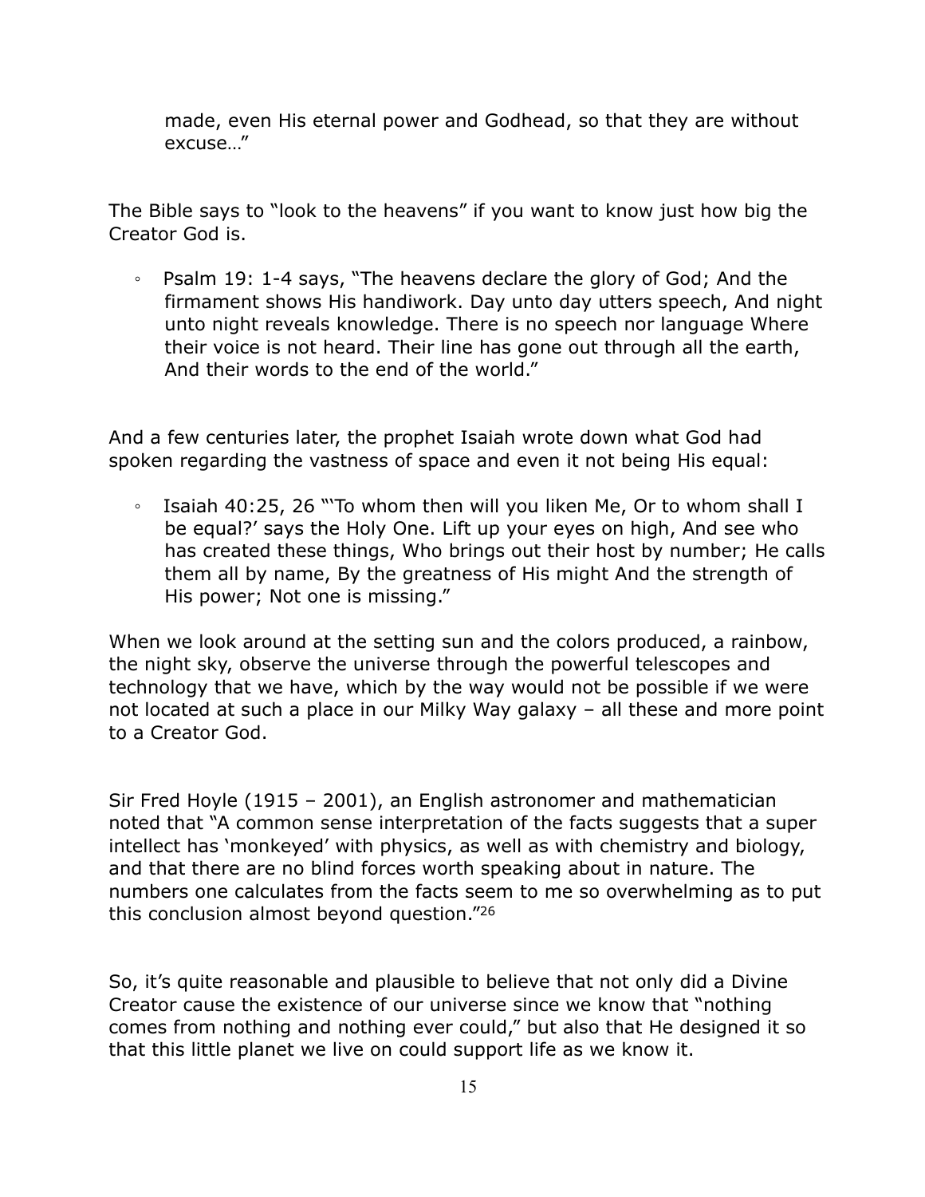made, even His eternal power and Godhead, so that they are without excuse…"

The Bible says to "look to the heavens" if you want to know just how big the Creator God is.

- Psalm 19: 1-4 says, "The heavens declare the glory of God; And the firmament shows His handiwork. Day unto day utters speech, And night unto night reveals knowledge. There is no speech nor language Where their voice is not heard. Their line has gone out through all the earth, And their words to the end of the world."

And a few centuries later, the prophet Isaiah wrote down what God had spoken regarding the vastness of space and even it not being His equal:

- Isaiah 40:25, 26 "'To whom then will you liken Me, Or to whom shall I be equal?' says the Holy One. Lift up your eyes on high, And see who has created these things, Who brings out their host by number; He calls them all by name, By the greatness of His might And the strength of His power; Not one is missing."

When we look around at the setting sun and the colors produced, a rainbow, the night sky, observe the universe through the powerful telescopes and technology that we have, which by the way would not be possible if we were not located at such a place in our Milky Way galaxy – all these and more point to a Creator God.

Sir Fred Hoyle (1915 – 2001), an English astronomer and mathematician noted that "A common sense interpretation of the facts suggests that a super intellect has 'monkeyed' with physics, as well as with chemistry and biology, and that there are no blind forces worth speaking about in nature. The numbers one calculates from the facts seem to me so overwhelming as to put this conclusion almost beyond question."[26]

So, it's quite reasonable and plausible to believe that not only did a Divine Creator cause the existence of our universe since we know that "nothing comes from nothing and nothing ever could," but also that He designed it so that this little planet we live on could support life as we know it.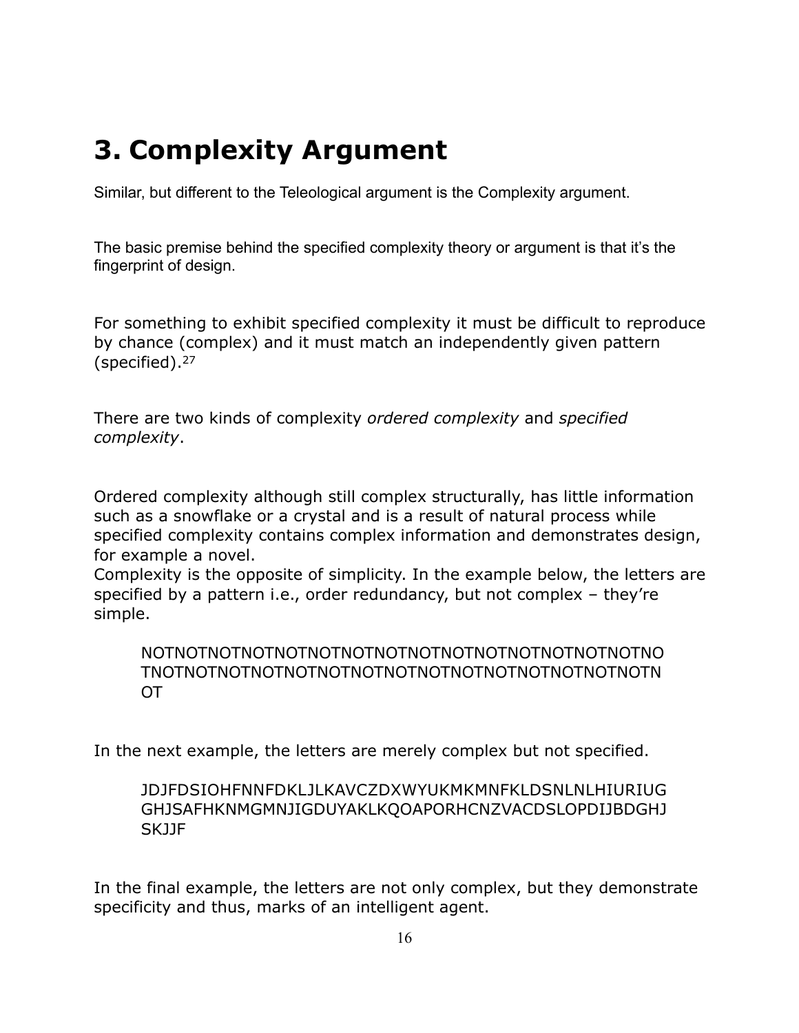# 3. Complexity Argument

Similar, but different to the Teleological argument is the Complexity argument.

The basic premise behind the specified complexity theory or argument is that it's the fingerprint of design.

For something to exhibit specified complexity it must be difficult to reproduce by chance (complex) and it must match an independently given pattern (specified).[27]

There are two kinds of complexity *ordered complexity* and *specified complexity*.

Ordered complexity although still complex structurally, has little information such as a snowflake or a crystal and is a result of natural process while specified complexity contains complex information and demonstrates design, for example a novel.
Complexity is the opposite of simplicity. In the example below, the letters are specified by a pattern i.e., order redundancy, but not complex – they're simple.

> NOTNOTNOTNOTNOTNOTNOTNOTNOTNOTNOTNOTNOTNOTNOTNO
> TNOTNOTNOTNOTNOTNOTNOTNOTNOTNOTNOTNOTNOTNOTNOTN
> OT

In the next example, the letters are merely complex but not specified.

> JDJFDSIOHFNNFDKLJLKAVCZDXWYUKMKMNFKLDSNLNLHIURIUG
> GHJSAFHKNMGMNJIGDUYAKLKQOAPORHCNZVACDSLOPDIJBDGHJ
> SKJJF

In the final example, the letters are not only complex, but they demonstrate specificity and thus, marks of an intelligent agent.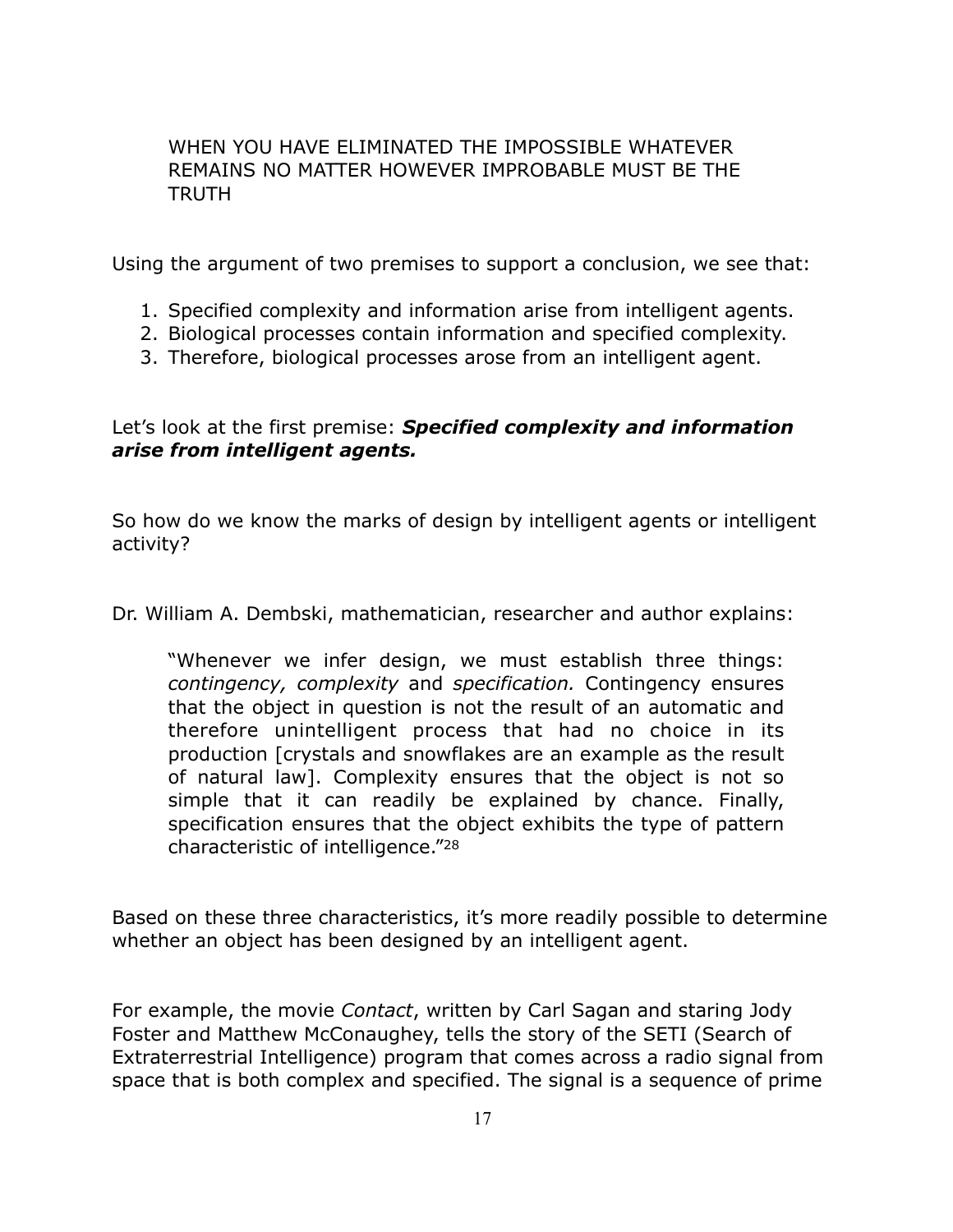> WHEN YOU HAVE ELIMINATED THE IMPOSSIBLE WHATEVER REMAINS NO MATTER HOWEVER IMPROBABLE MUST BE THE TRUTH

Using the argument of two premises to support a conclusion, we see that:

1. Specified complexity and information arise from intelligent agents.
2. Biological processes contain information and specified complexity.
3. Therefore, biological processes arose from an intelligent agent.

Let's look at the first premise: ***Specified complexity and information arise from intelligent agents.***

So how do we know the marks of design by intelligent agents or intelligent activity?

Dr. William A. Dembski, mathematician, researcher and author explains:

> "Whenever we infer design, we must establish three things: *contingency, complexity* and *specification.* Contingency ensures that the object in question is not the result of an automatic and therefore unintelligent process that had no choice in its production [crystals and snowflakes are an example as the result of natural law]. Complexity ensures that the object is not so simple that it can readily be explained by chance. Finally, specification ensures that the object exhibits the type of pattern characteristic of intelligence."[28]

Based on these three characteristics, it's more readily possible to determine whether an object has been designed by an intelligent agent.

For example, the movie *Contact*, written by Carl Sagan and staring Jody Foster and Matthew McConaughey, tells the story of the SETI (Search of Extraterrestrial Intelligence) program that comes across a radio signal from space that is both complex and specified. The signal is a sequence of prime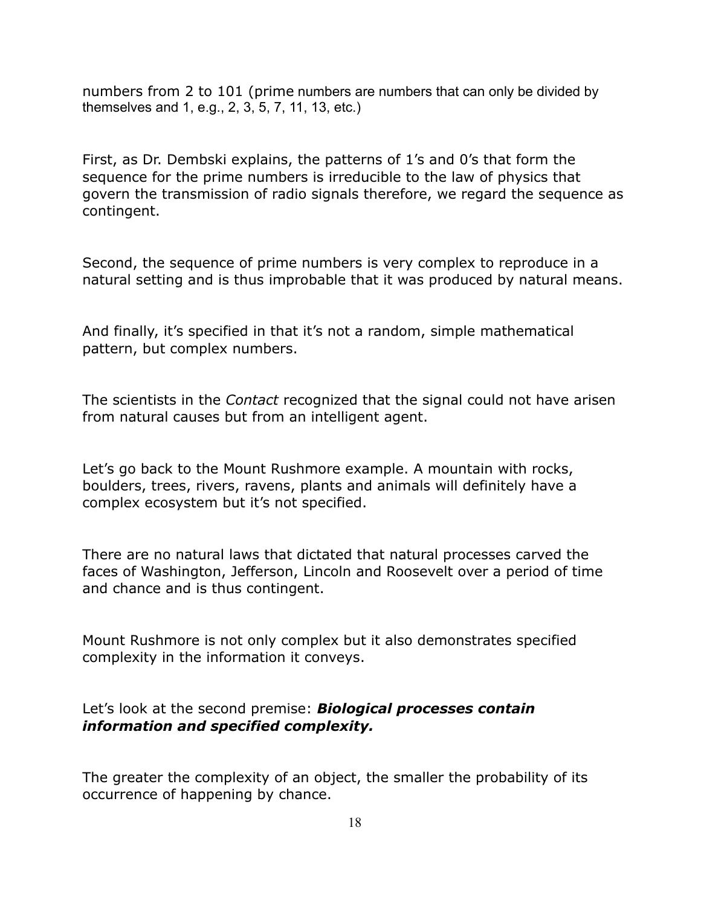numbers from 2 to 101 (prime numbers are numbers that can only be divided by themselves and 1, e.g., 2, 3, 5, 7, 11, 13, etc.)

First, as Dr. Dembski explains, the patterns of 1's and 0's that form the sequence for the prime numbers is irreducible to the law of physics that govern the transmission of radio signals therefore, we regard the sequence as contingent.

Second, the sequence of prime numbers is very complex to reproduce in a natural setting and is thus improbable that it was produced by natural means.

And finally, it's specified in that it's not a random, simple mathematical pattern, but complex numbers.

The scientists in the *Contact* recognized that the signal could not have arisen from natural causes but from an intelligent agent.

Let's go back to the Mount Rushmore example. A mountain with rocks, boulders, trees, rivers, ravens, plants and animals will definitely have a complex ecosystem but it's not specified.

There are no natural laws that dictated that natural processes carved the faces of Washington, Jefferson, Lincoln and Roosevelt over a period of time and chance and is thus contingent.

Mount Rushmore is not only complex but it also demonstrates specified complexity in the information it conveys.

Let's look at the second premise: ***Biological processes contain information and specified complexity.***

The greater the complexity of an object, the smaller the probability of its occurrence of happening by chance.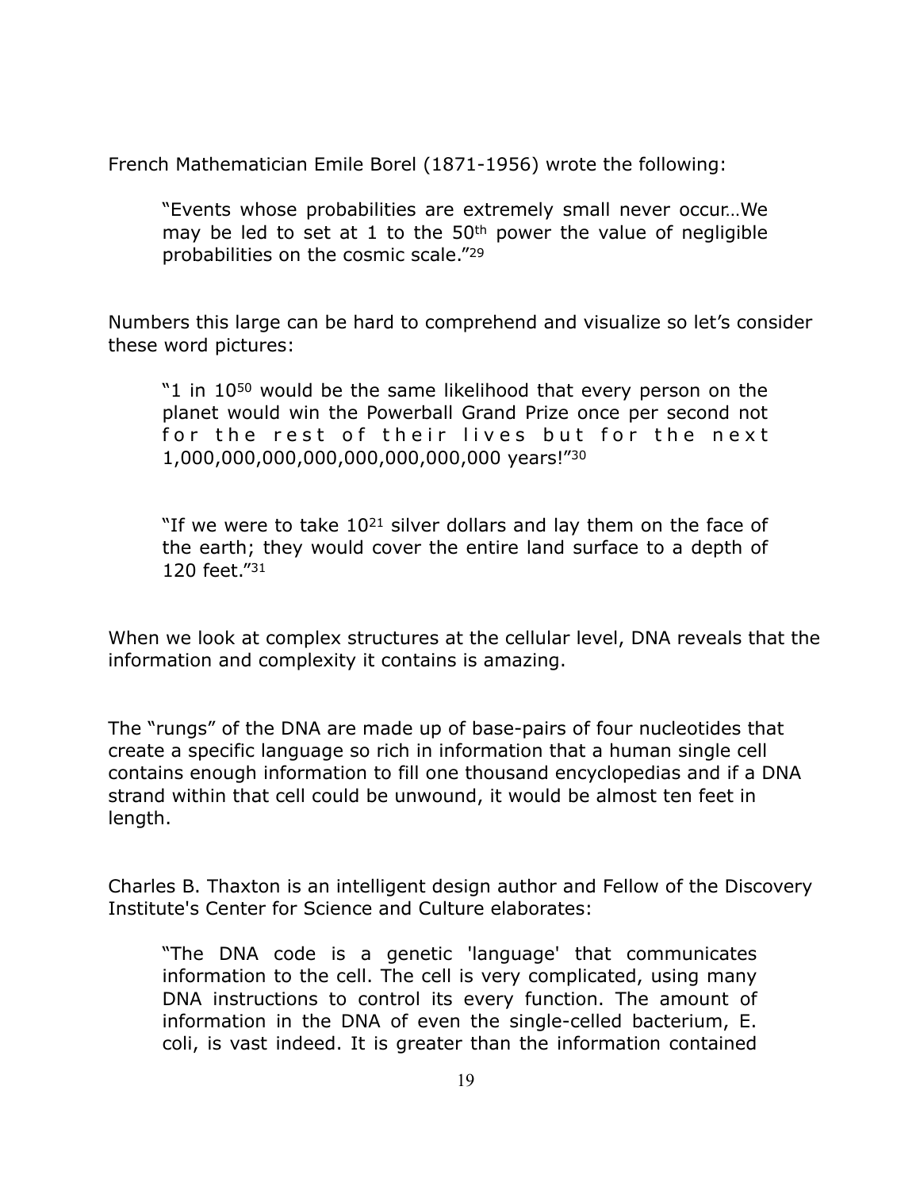French Mathematician Emile Borel (1871-1956) wrote the following:

> "Events whose probabilities are extremely small never occur…We may be led to set at 1 to the $50^{th}$ power the value of negligible probabilities on the cosmic scale."[29]

Numbers this large can be hard to comprehend and visualize so let's consider these word pictures:

> "1 in $10^{50}$ would be the same likelihood that every person on the planet would win the Powerball Grand Prize once per second not for the rest of their lives but for the next 1,000,000,000,000,000,000,000,000 years!"[30]

> "If we were to take $10^{21}$ silver dollars and lay them on the face of the earth; they would cover the entire land surface to a depth of 120 feet."[31]

When we look at complex structures at the cellular level, DNA reveals that the information and complexity it contains is amazing.

The "rungs" of the DNA are made up of base-pairs of four nucleotides that create a specific language so rich in information that a human single cell contains enough information to fill one thousand encyclopedias and if a DNA strand within that cell could be unwound, it would be almost ten feet in length.

Charles B. Thaxton is an intelligent design author and Fellow of the Discovery Institute's Center for Science and Culture elaborates:

> "The DNA code is a genetic 'language' that communicates information to the cell. The cell is very complicated, using many DNA instructions to control its every function. The amount of information in the DNA of even the single-celled bacterium, E. coli, is vast indeed. It is greater than the information contained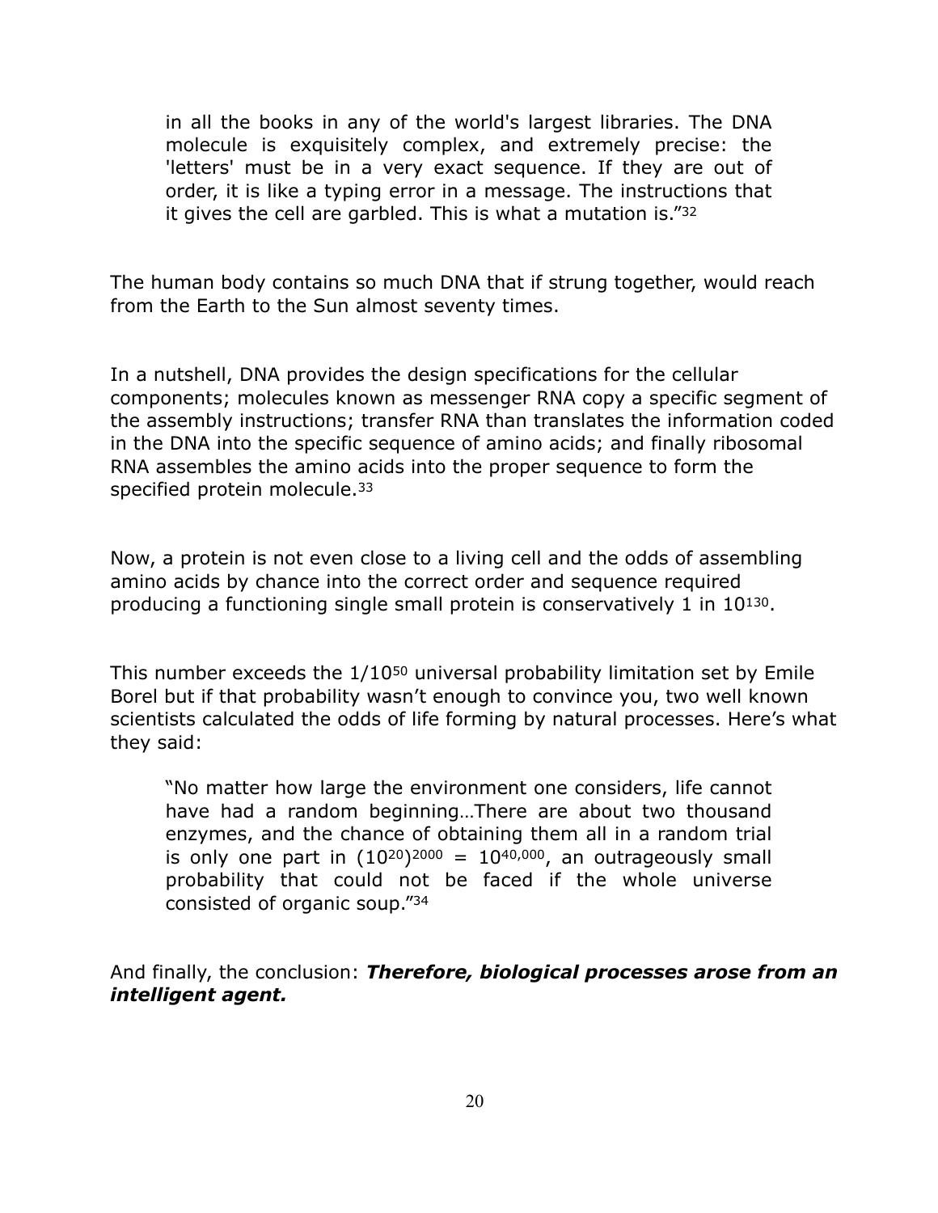> in all the books in any of the world's largest libraries. The DNA molecule is exquisitely complex, and extremely precise: the 'letters' must be in a very exact sequence. If they are out of order, it is like a typing error in a message. The instructions that it gives the cell are garbled. This is what a mutation is."[32]

The human body contains so much DNA that if strung together, would reach from the Earth to the Sun almost seventy times.

In a nutshell, DNA provides the design specifications for the cellular components; molecules known as messenger RNA copy a specific segment of the assembly instructions; transfer RNA than translates the information coded in the DNA into the specific sequence of amino acids; and finally ribosomal RNA assembles the amino acids into the proper sequence to form the specified protein molecule.[33]

Now, a protein is not even close to a living cell and the odds of assembling amino acids by chance into the correct order and sequence required producing a functioning single small protein is conservatively 1 in $10^{130}$.

This number exceeds the $1/10^{50}$ universal probability limitation set by Emile Borel but if that probability wasn't enough to convince you, two well known scientists calculated the odds of life forming by natural processes. Here's what they said:

> "No matter how large the environment one considers, life cannot have had a random beginning…There are about two thousand enzymes, and the chance of obtaining them all in a random trial is only one part in $(10^{20})^{2000} = 10^{40,000}$, an outrageously small probability that could not be faced if the whole universe consisted of organic soup."[34]

And finally, the conclusion: ***Therefore, biological processes arose from an intelligent agent.***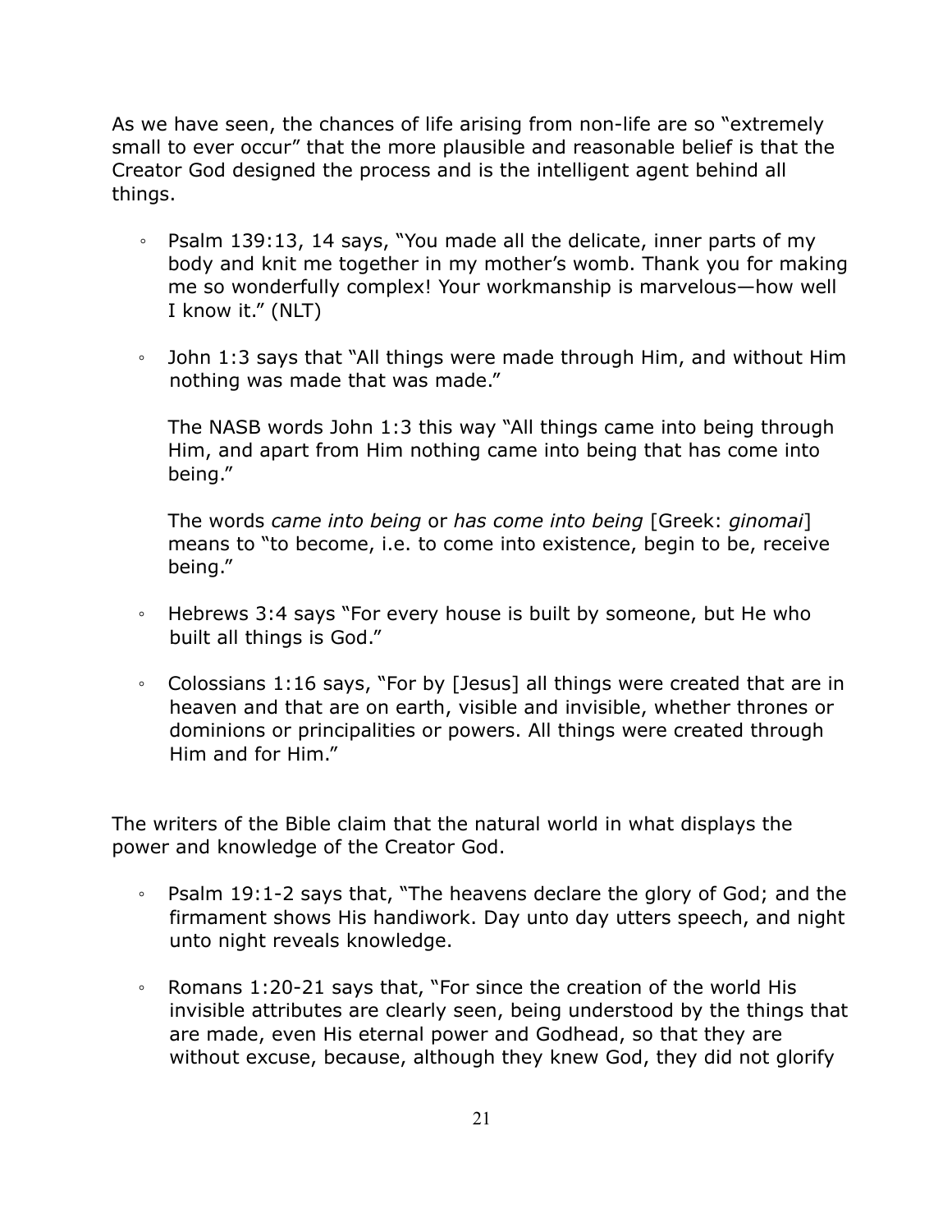As we have seen, the chances of life arising from non-life are so "extremely small to ever occur" that the more plausible and reasonable belief is that the Creator God designed the process and is the intelligent agent behind all things.

- Psalm 139:13, 14 says, "You made all the delicate, inner parts of my body and knit me together in my mother's womb. Thank you for making me so wonderfully complex! Your workmanship is marvelous—how well I know it." (NLT)

- John 1:3 says that "All things were made through Him, and without Him nothing was made that was made."

  The NASB words John 1:3 this way "All things came into being through Him, and apart from Him nothing came into being that has come into being."

  The words *came into being* or *has come into being* [Greek: *ginomai*] means to "to become, i.e. to come into existence, begin to be, receive being."

- Hebrews 3:4 says "For every house is built by someone, but He who built all things is God."

- Colossians 1:16 says, "For by [Jesus] all things were created that are in heaven and that are on earth, visible and invisible, whether thrones or dominions or principalities or powers. All things were created through Him and for Him."

The writers of the Bible claim that the natural world in what displays the power and knowledge of the Creator God.

- Psalm 19:1-2 says that, "The heavens declare the glory of God; and the firmament shows His handiwork. Day unto day utters speech, and night unto night reveals knowledge.

- Romans 1:20-21 says that, "For since the creation of the world His invisible attributes are clearly seen, being understood by the things that are made, even His eternal power and Godhead, so that they are without excuse, because, although they knew God, they did not glorify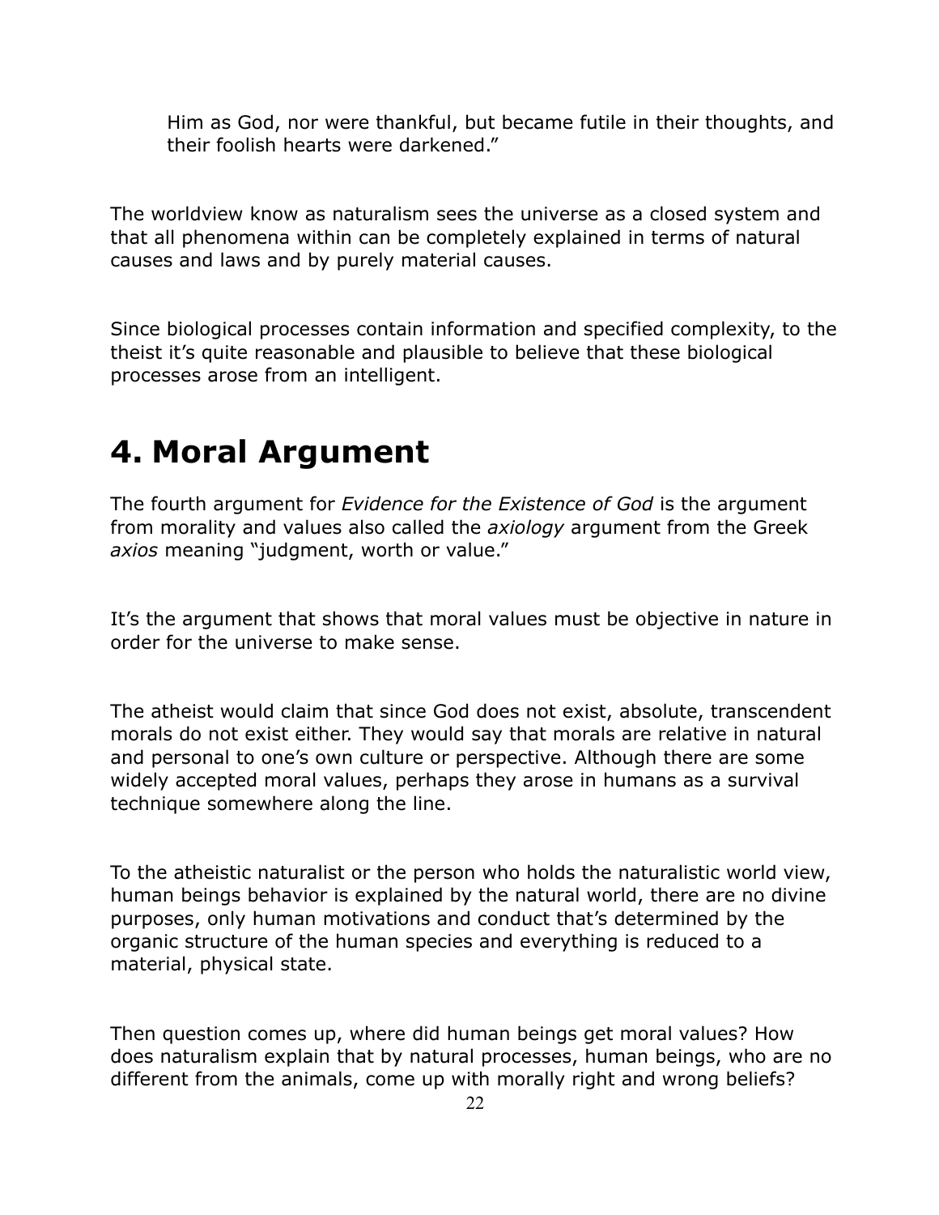> Him as God, nor were thankful, but became futile in their thoughts, and their foolish hearts were darkened."

The worldview know as naturalism sees the universe as a closed system and that all phenomena within can be completely explained in terms of natural causes and laws and by purely material causes.

Since biological processes contain information and specified complexity, to the theist it's quite reasonable and plausible to believe that these biological processes arose from an intelligent.

# 4. Moral Argument

The fourth argument for *Evidence for the Existence of God* is the argument from morality and values also called the *axiology* argument from the Greek *axios* meaning "judgment, worth or value."

It's the argument that shows that moral values must be objective in nature in order for the universe to make sense.

The atheist would claim that since God does not exist, absolute, transcendent morals do not exist either. They would say that morals are relative in natural and personal to one's own culture or perspective. Although there are some widely accepted moral values, perhaps they arose in humans as a survival technique somewhere along the line.

To the atheistic naturalist or the person who holds the naturalistic world view, human beings behavior is explained by the natural world, there are no divine purposes, only human motivations and conduct that's determined by the organic structure of the human species and everything is reduced to a material, physical state.

Then question comes up, where did human beings get moral values? How does naturalism explain that by natural processes, human beings, who are no different from the animals, come up with morally right and wrong beliefs?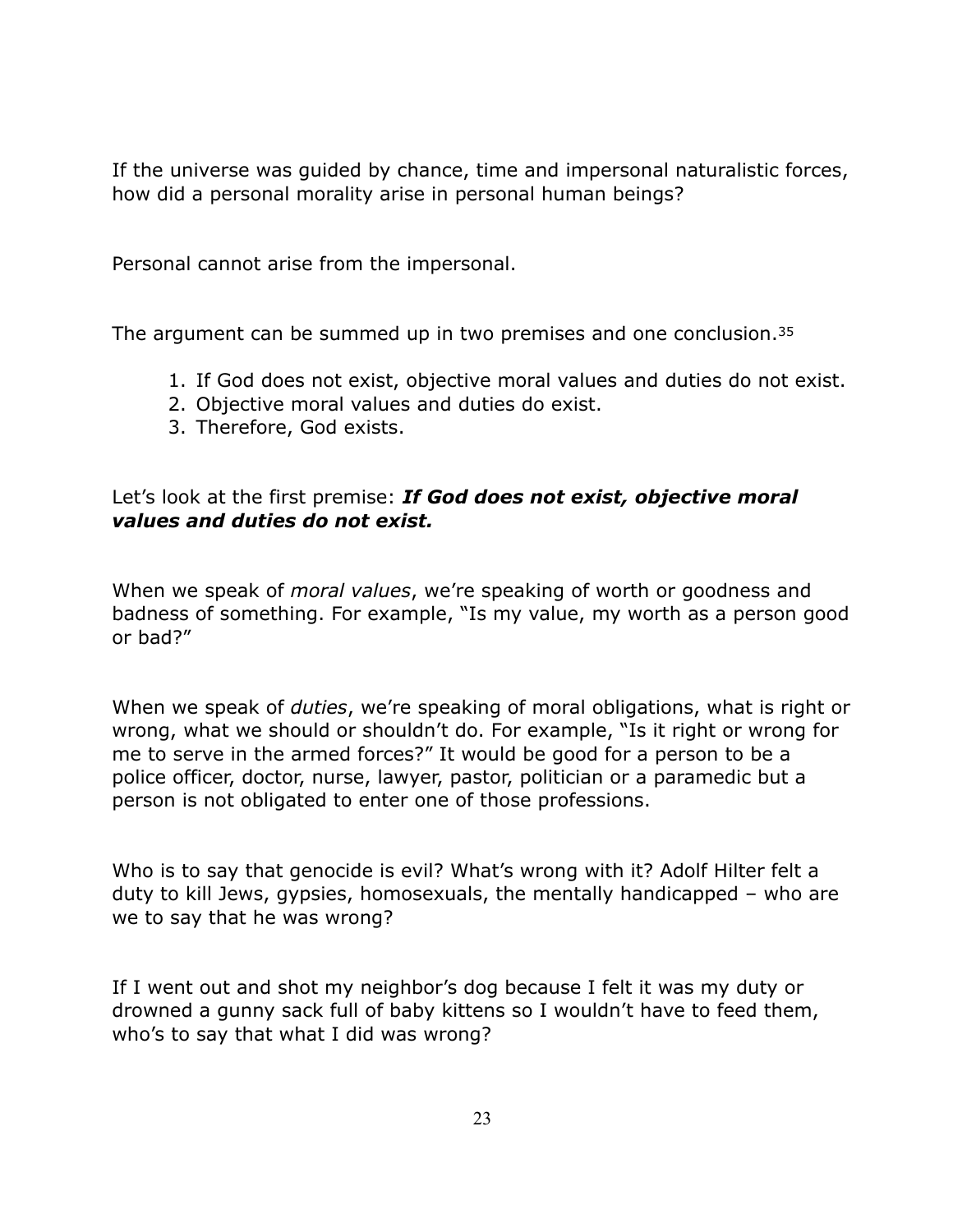If the universe was guided by chance, time and impersonal naturalistic forces, how did a personal morality arise in personal human beings?

Personal cannot arise from the impersonal.

The argument can be summed up in two premises and one conclusion.[35]

1. If God does not exist, objective moral values and duties do not exist.
2. Objective moral values and duties do exist.
3. Therefore, God exists.

Let's look at the first premise: ***If God does not exist, objective moral values and duties do not exist.***

When we speak of *moral values*, we're speaking of worth or goodness and badness of something. For example, "Is my value, my worth as a person good or bad?"

When we speak of *duties*, we're speaking of moral obligations, what is right or wrong, what we should or shouldn't do. For example, "Is it right or wrong for me to serve in the armed forces?" It would be good for a person to be a police officer, doctor, nurse, lawyer, pastor, politician or a paramedic but a person is not obligated to enter one of those professions.

Who is to say that genocide is evil? What's wrong with it? Adolf Hilter felt a duty to kill Jews, gypsies, homosexuals, the mentally handicapped – who are we to say that he was wrong?

If I went out and shot my neighbor's dog because I felt it was my duty or drowned a gunny sack full of baby kittens so I wouldn't have to feed them, who's to say that what I did was wrong?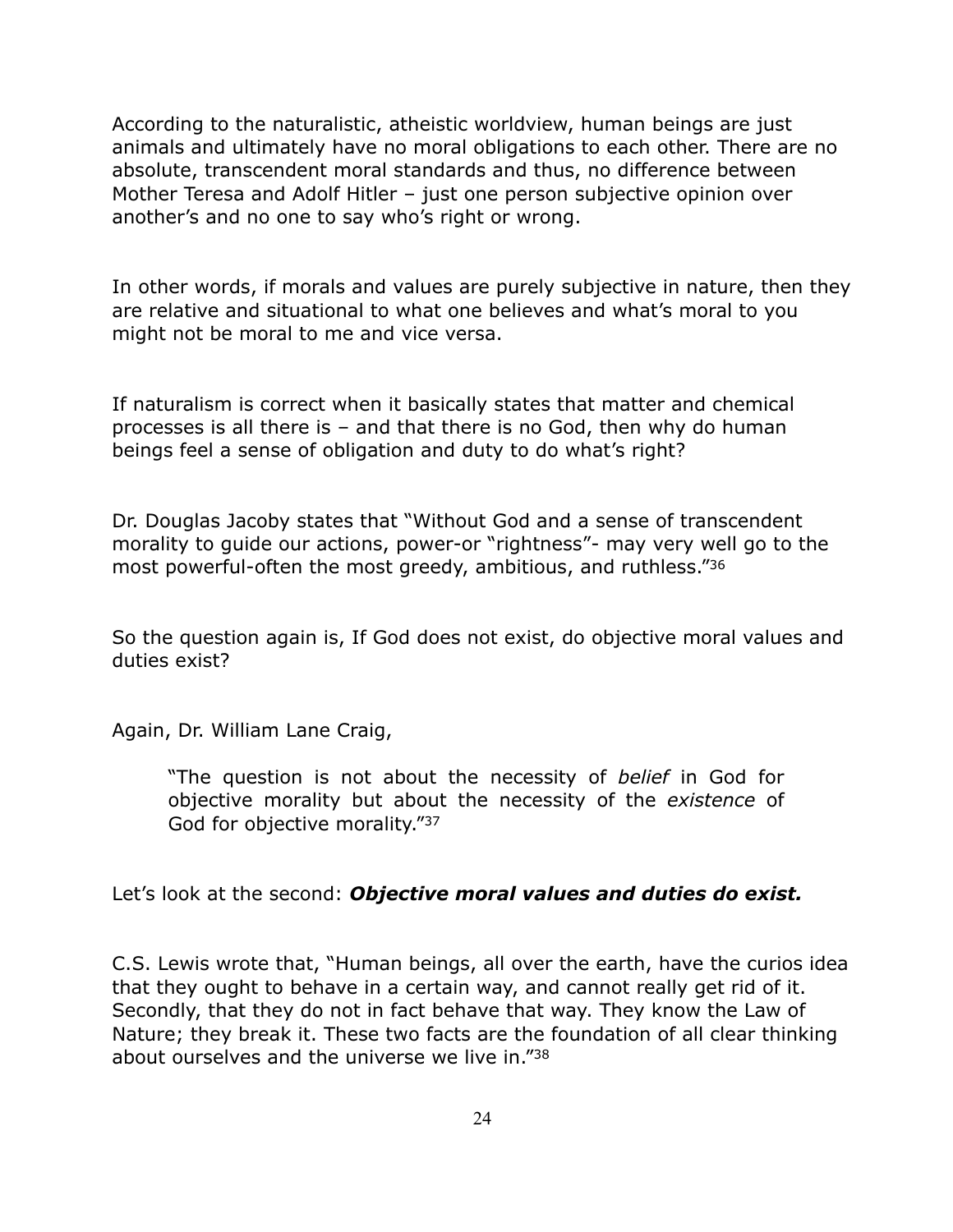According to the naturalistic, atheistic worldview, human beings are just animals and ultimately have no moral obligations to each other. There are no absolute, transcendent moral standards and thus, no difference between Mother Teresa and Adolf Hitler – just one person subjective opinion over another's and no one to say who's right or wrong.

In other words, if morals and values are purely subjective in nature, then they are relative and situational to what one believes and what's moral to you might not be moral to me and vice versa.

If naturalism is correct when it basically states that matter and chemical processes is all there is – and that there is no God, then why do human beings feel a sense of obligation and duty to do what's right?

Dr. Douglas Jacoby states that "Without God and a sense of transcendent morality to guide our actions, power-or "rightness"- may very well go to the most powerful-often the most greedy, ambitious, and ruthless."[36]

So the question again is, If God does not exist, do objective moral values and duties exist?

Again, Dr. William Lane Craig,

> "The question is not about the necessity of *belief* in God for objective morality but about the necessity of the *existence* of God for objective morality."[37]

Let's look at the second: ***Objective moral values and duties do exist.***

C.S. Lewis wrote that, "Human beings, all over the earth, have the curios idea that they ought to behave in a certain way, and cannot really get rid of it. Secondly, that they do not in fact behave that way. They know the Law of Nature; they break it. These two facts are the foundation of all clear thinking about ourselves and the universe we live in."[38]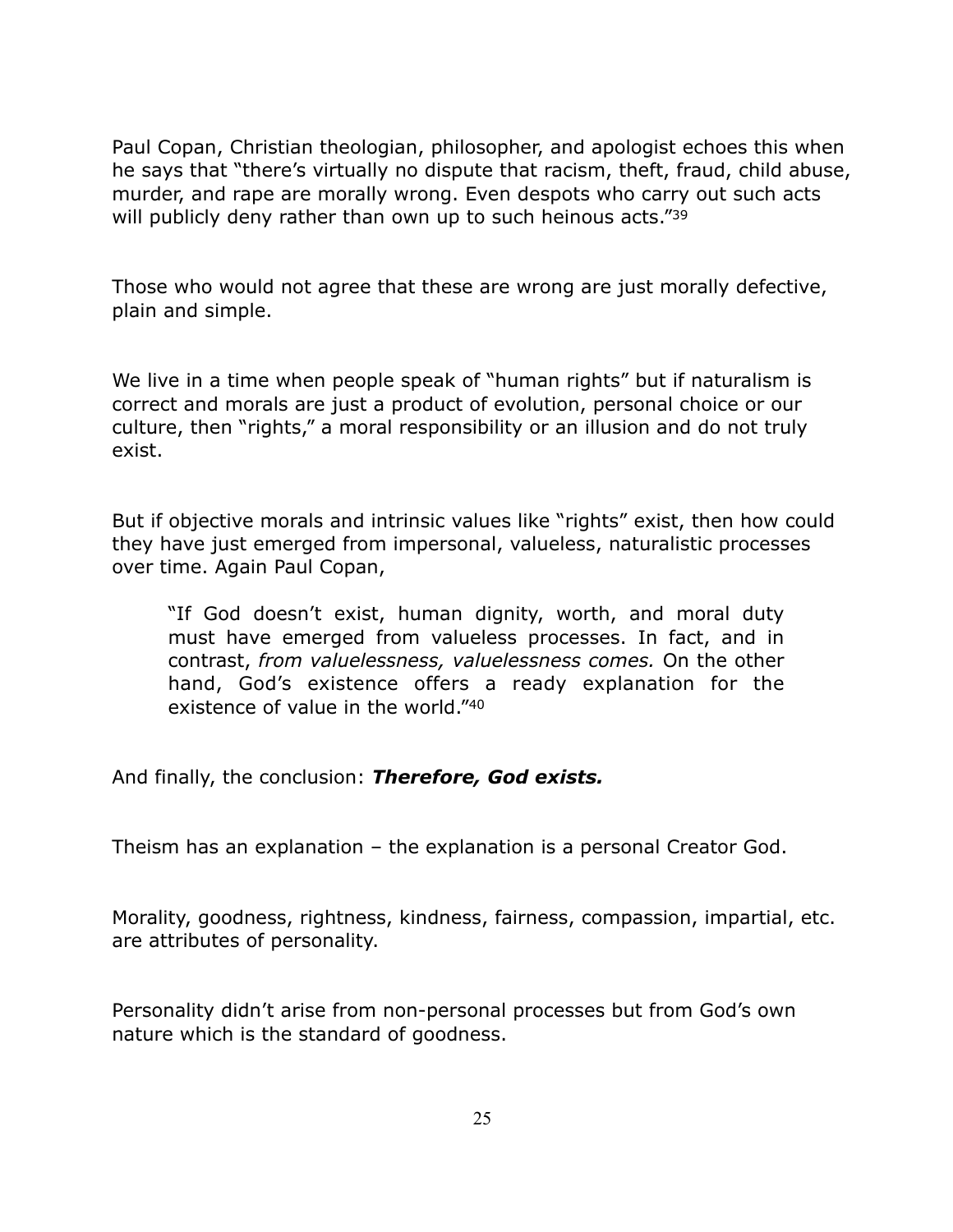Paul Copan, Christian theologian, philosopher, and apologist echoes this when he says that "there's virtually no dispute that racism, theft, fraud, child abuse, murder, and rape are morally wrong. Even despots who carry out such acts will publicly deny rather than own up to such heinous acts."[39]

Those who would not agree that these are wrong are just morally defective, plain and simple.

We live in a time when people speak of "human rights" but if naturalism is correct and morals are just a product of evolution, personal choice or our culture, then "rights," a moral responsibility or an illusion and do not truly exist.

But if objective morals and intrinsic values like "rights" exist, then how could they have just emerged from impersonal, valueless, naturalistic processes over time. Again Paul Copan,

> "If God doesn't exist, human dignity, worth, and moral duty must have emerged from valueless processes. In fact, and in contrast, *from valuelessness, valuelessness comes.* On the other hand, God's existence offers a ready explanation for the existence of value in the world."[40]

And finally, the conclusion: ***Therefore, God exists.***

Theism has an explanation – the explanation is a personal Creator God.

Morality, goodness, rightness, kindness, fairness, compassion, impartial, etc. are attributes of personality.

Personality didn't arise from non-personal processes but from God's own nature which is the standard of goodness.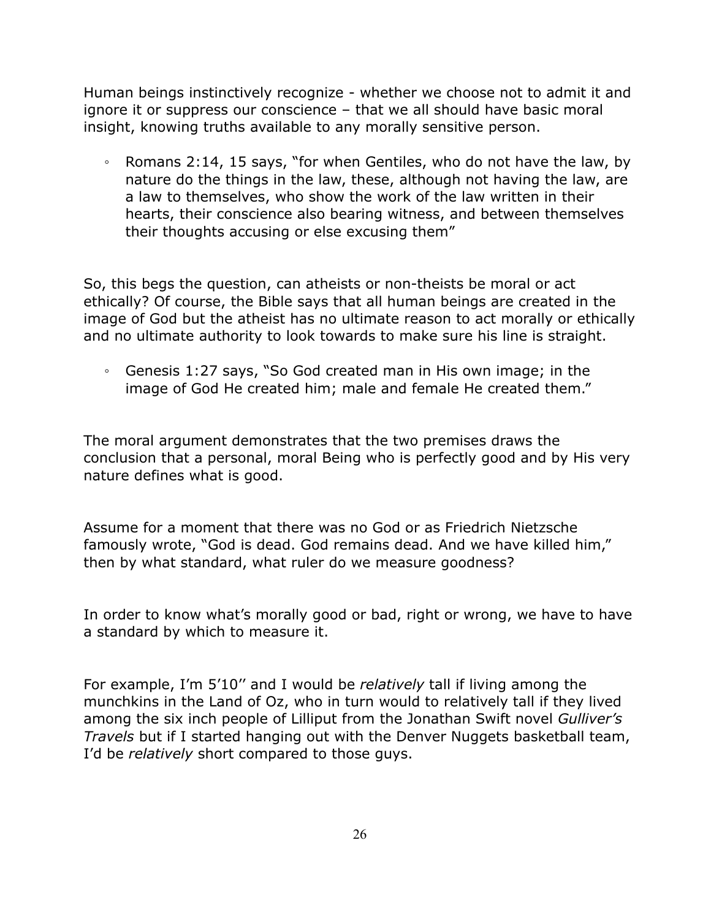Human beings instinctively recognize - whether we choose not to admit it and ignore it or suppress our conscience – that we all should have basic moral insight, knowing truths available to any morally sensitive person.

- Romans 2:14, 15 says, "for when Gentiles, who do not have the law, by nature do the things in the law, these, although not having the law, are a law to themselves, who show the work of the law written in their hearts, their conscience also bearing witness, and between themselves their thoughts accusing or else excusing them"

So, this begs the question, can atheists or non-theists be moral or act ethically? Of course, the Bible says that all human beings are created in the image of God but the atheist has no ultimate reason to act morally or ethically and no ultimate authority to look towards to make sure his line is straight.

- Genesis 1:27 says, "So God created man in His own image; in the image of God He created him; male and female He created them."

The moral argument demonstrates that the two premises draws the conclusion that a personal, moral Being who is perfectly good and by His very nature defines what is good.

Assume for a moment that there was no God or as Friedrich Nietzsche famously wrote, "God is dead. God remains dead. And we have killed him," then by what standard, what ruler do we measure goodness?

In order to know what's morally good or bad, right or wrong, we have to have a standard by which to measure it.

For example, I'm 5'10'' and I would be *relatively* tall if living among the munchkins in the Land of Oz, who in turn would to relatively tall if they lived among the six inch people of Lilliput from the Jonathan Swift novel *Gulliver's Travels* but if I started hanging out with the Denver Nuggets basketball team, I'd be *relatively* short compared to those guys.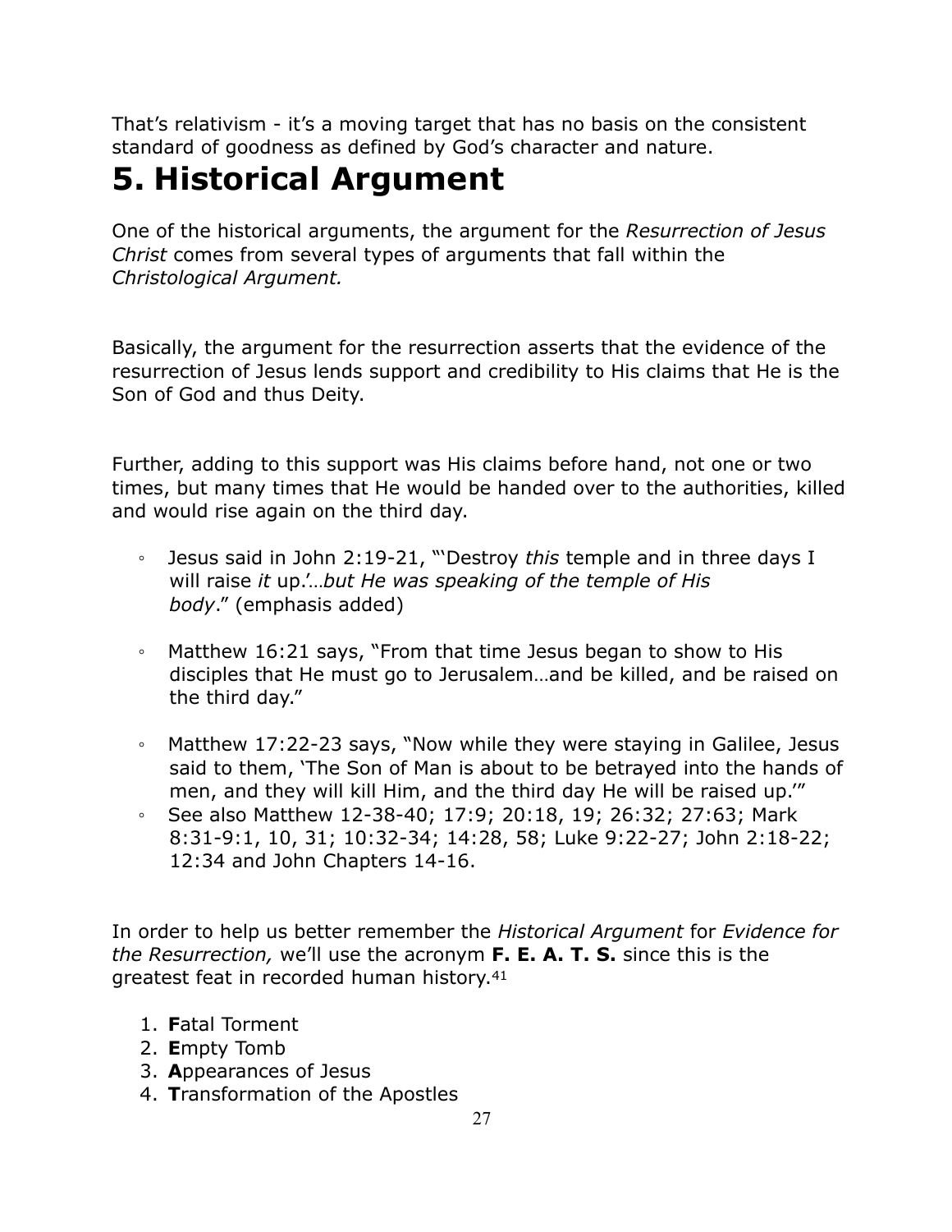That's relativism - it's a moving target that has no basis on the consistent standard of goodness as defined by God's character and nature.

# 5. Historical Argument

One of the historical arguments, the argument for the *Resurrection of Jesus Christ* comes from several types of arguments that fall within the *Christological Argument.*

Basically, the argument for the resurrection asserts that the evidence of the resurrection of Jesus lends support and credibility to His claims that He is the Son of God and thus Deity.

Further, adding to this support was His claims before hand, not one or two times, but many times that He would be handed over to the authorities, killed and would rise again on the third day.

- Jesus said in John 2:19-21, "'Destroy *this* temple and in three days I will raise *it* up.'…*but He was speaking of the temple of His body*." (emphasis added)
- Matthew 16:21 says, "From that time Jesus began to show to His disciples that He must go to Jerusalem…and be killed, and be raised on the third day."
- Matthew 17:22-23 says, "Now while they were staying in Galilee, Jesus said to them, 'The Son of Man is about to be betrayed into the hands of men, and they will kill Him, and the third day He will be raised up.'"
- See also Matthew 12-38-40; 17:9; 20:18, 19; 26:32; 27:63; Mark 8:31-9:1, 10, 31; 10:32-34; 14:28, 58; Luke 9:22-27; John 2:18-22; 12:34 and John Chapters 14-16.

In order to help us better remember the *Historical Argument* for *Evidence for the Resurrection,* we'll use the acronym **F. E. A. T. S.** since this is the greatest feat in recorded human history.[41]

1. **F**atal Torment
2. **E**mpty Tomb
3. **A**ppearances of Jesus
4. **T**ransformation of the Apostles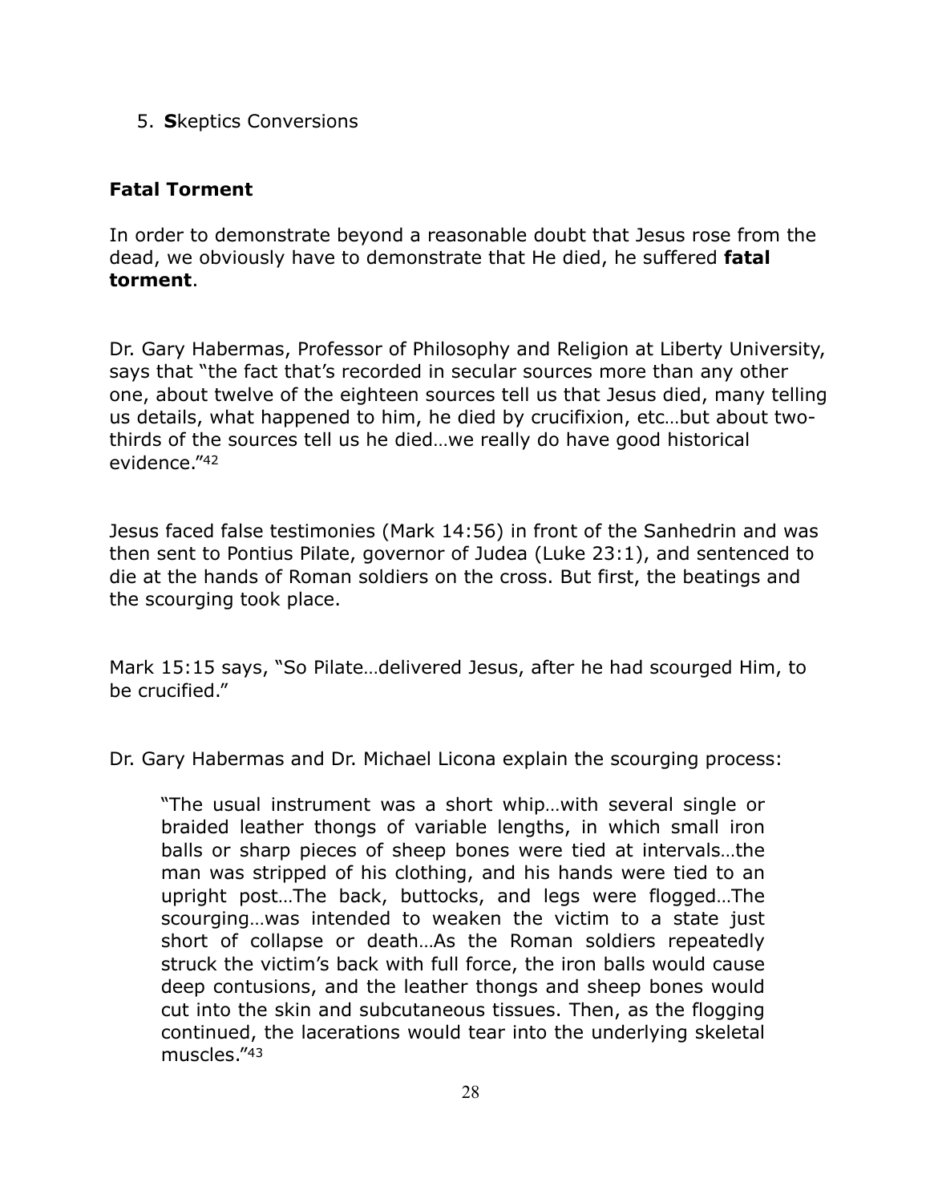5. **S**keptics Conversions

**Fatal Torment**

In order to demonstrate beyond a reasonable doubt that Jesus rose from the dead, we obviously have to demonstrate that He died, he suffered **fatal torment**.

Dr. Gary Habermas, Professor of Philosophy and Religion at Liberty University, says that "the fact that's recorded in secular sources more than any other one, about twelve of the eighteen sources tell us that Jesus died, many telling us details, what happened to him, he died by crucifixion, etc…but about two-thirds of the sources tell us he died…we really do have good historical evidence."[42]

Jesus faced false testimonies (Mark 14:56) in front of the Sanhedrin and was then sent to Pontius Pilate, governor of Judea (Luke 23:1), and sentenced to die at the hands of Roman soldiers on the cross. But first, the beatings and the scourging took place.

Mark 15:15 says, "So Pilate…delivered Jesus, after he had scourged Him, to be crucified."

Dr. Gary Habermas and Dr. Michael Licona explain the scourging process:

> "The usual instrument was a short whip…with several single or braided leather thongs of variable lengths, in which small iron balls or sharp pieces of sheep bones were tied at intervals…the man was stripped of his clothing, and his hands were tied to an upright post…The back, buttocks, and legs were flogged…The scourging…was intended to weaken the victim to a state just short of collapse or death…As the Roman soldiers repeatedly struck the victim's back with full force, the iron balls would cause deep contusions, and the leather thongs and sheep bones would cut into the skin and subcutaneous tissues. Then, as the flogging continued, the lacerations would tear into the underlying skeletal muscles."[43]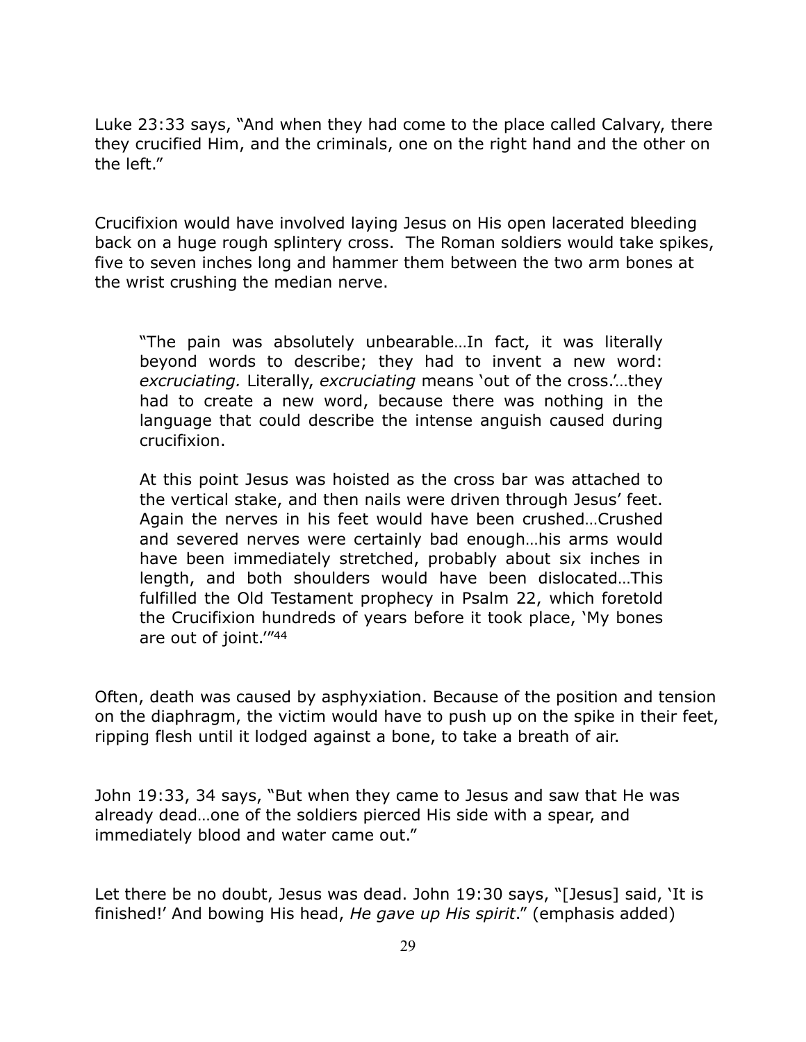Luke 23:33 says, "And when they had come to the place called Calvary, there they crucified Him, and the criminals, one on the right hand and the other on the left."

Crucifixion would have involved laying Jesus on His open lacerated bleeding back on a huge rough splintery cross. The Roman soldiers would take spikes, five to seven inches long and hammer them between the two arm bones at the wrist crushing the median nerve.

> "The pain was absolutely unbearable…In fact, it was literally beyond words to describe; they had to invent a new word: *excruciating.* Literally, *excruciating* means 'out of the cross.'…they had to create a new word, because there was nothing in the language that could describe the intense anguish caused during crucifixion.
>
> At this point Jesus was hoisted as the cross bar was attached to the vertical stake, and then nails were driven through Jesus' feet. Again the nerves in his feet would have been crushed…Crushed and severed nerves were certainly bad enough…his arms would have been immediately stretched, probably about six inches in length, and both shoulders would have been dislocated…This fulfilled the Old Testament prophecy in Psalm 22, which foretold the Crucifixion hundreds of years before it took place, 'My bones are out of joint.'"[44]

Often, death was caused by asphyxiation. Because of the position and tension on the diaphragm, the victim would have to push up on the spike in their feet, ripping flesh until it lodged against a bone, to take a breath of air.

John 19:33, 34 says, "But when they came to Jesus and saw that He was already dead…one of the soldiers pierced His side with a spear, and immediately blood and water came out."

Let there be no doubt, Jesus was dead. John 19:30 says, "[Jesus] said, 'It is finished!' And bowing His head, *He gave up His spirit*." (emphasis added)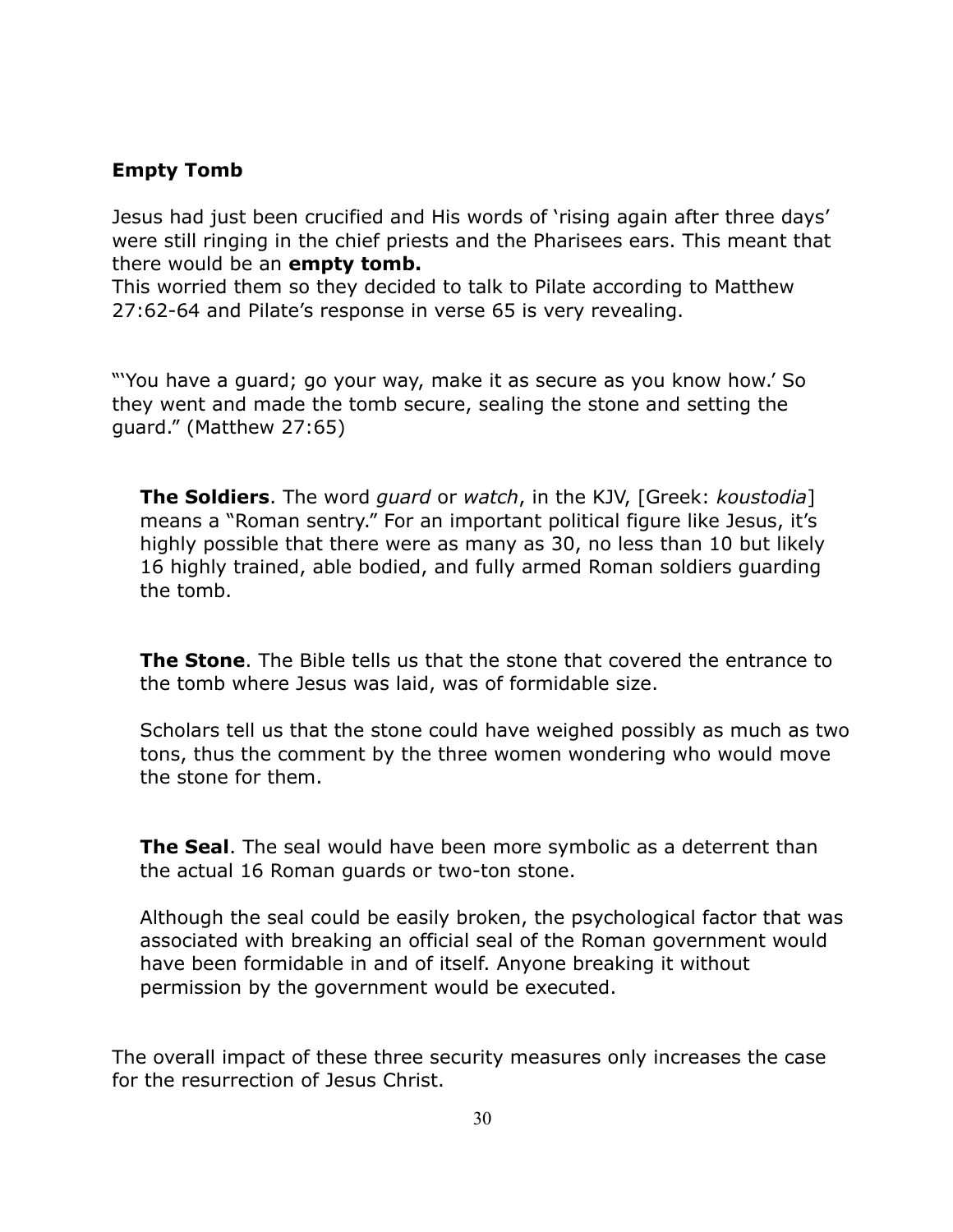**Empty Tomb**

Jesus had just been crucified and His words of 'rising again after three days' were still ringing in the chief priests and the Pharisees ears. This meant that there would be an **empty tomb.**
This worried them so they decided to talk to Pilate according to Matthew 27:62-64 and Pilate's response in verse 65 is very revealing.

"'You have a guard; go your way, make it as secure as you know how.' So they went and made the tomb secure, sealing the stone and setting the guard." (Matthew 27:65)

> **The Soldiers**. The word *guard* or *watch*, in the KJV, [Greek: *koustodia*] means a "Roman sentry." For an important political figure like Jesus, it's highly possible that there were as many as 30, no less than 10 but likely 16 highly trained, able bodied, and fully armed Roman soldiers guarding the tomb.
>
> **The Stone**. The Bible tells us that the stone that covered the entrance to the tomb where Jesus was laid, was of formidable size.
>
> Scholars tell us that the stone could have weighed possibly as much as two tons, thus the comment by the three women wondering who would move the stone for them.
>
> **The Seal**. The seal would have been more symbolic as a deterrent than the actual 16 Roman guards or two-ton stone.
>
> Although the seal could be easily broken, the psychological factor that was associated with breaking an official seal of the Roman government would have been formidable in and of itself. Anyone breaking it without permission by the government would be executed.

The overall impact of these three security measures only increases the case for the resurrection of Jesus Christ.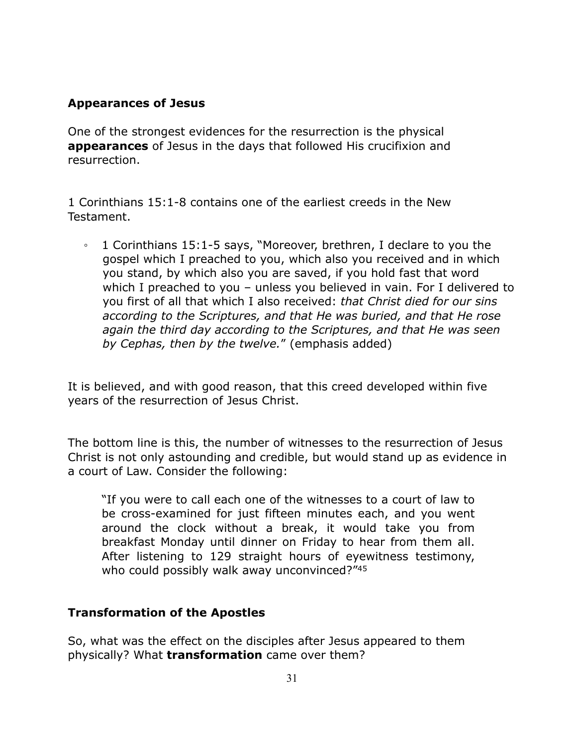## Appearances of Jesus

One of the strongest evidences for the resurrection is the physical **appearances** of Jesus in the days that followed His crucifixion and resurrection.

1 Corinthians 15:1-8 contains one of the earliest creeds in the New Testament.

- 1 Corinthians 15:1-5 says, "Moreover, brethren, I declare to you the gospel which I preached to you, which also you received and in which you stand, by which also you are saved, if you hold fast that word which I preached to you – unless you believed in vain. For I delivered to you first of all that which I also received: *that Christ died for our sins according to the Scriptures, and that He was buried, and that He rose again the third day according to the Scriptures, and that He was seen by Cephas, then by the twelve.*" (emphasis added)

It is believed, and with good reason, that this creed developed within five years of the resurrection of Jesus Christ.

The bottom line is this, the number of witnesses to the resurrection of Jesus Christ is not only astounding and credible, but would stand up as evidence in a court of Law. Consider the following:

> "If you were to call each one of the witnesses to a court of law to be cross-examined for just fifteen minutes each, and you went around the clock without a break, it would take you from breakfast Monday until dinner on Friday to hear from them all. After listening to 129 straight hours of eyewitness testimony, who could possibly walk away unconvinced?"[45]

## Transformation of the Apostles

So, what was the effect on the disciples after Jesus appeared to them physically? What **transformation** came over them?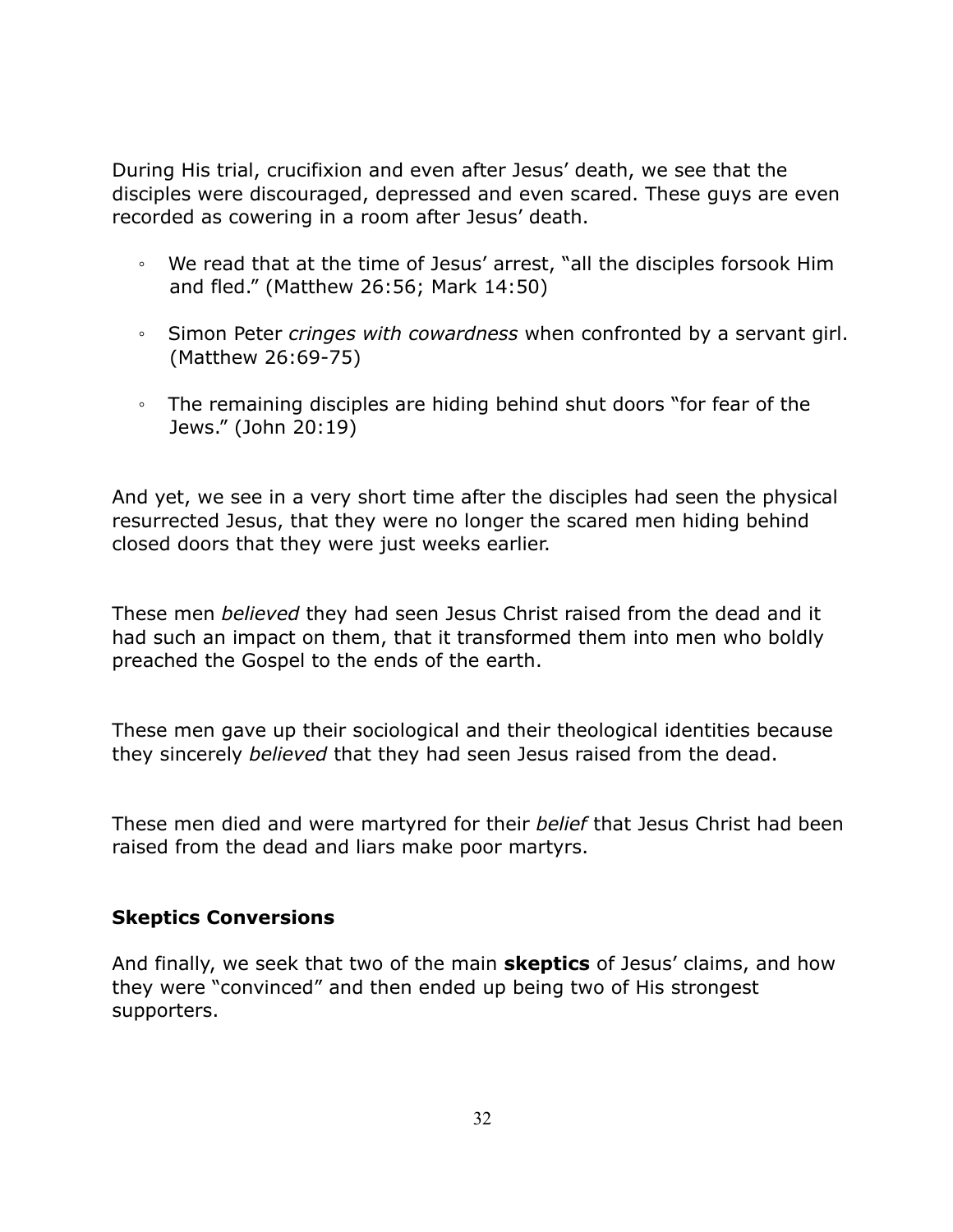During His trial, crucifixion and even after Jesus' death, we see that the disciples were discouraged, depressed and even scared. These guys are even recorded as cowering in a room after Jesus' death.

- We read that at the time of Jesus' arrest, "all the disciples forsook Him and fled." (Matthew 26:56; Mark 14:50)
- Simon Peter *cringes with cowardness* when confronted by a servant girl. (Matthew 26:69-75)
- The remaining disciples are hiding behind shut doors "for fear of the Jews." (John 20:19)

And yet, we see in a very short time after the disciples had seen the physical resurrected Jesus, that they were no longer the scared men hiding behind closed doors that they were just weeks earlier.

These men *believed* they had seen Jesus Christ raised from the dead and it had such an impact on them, that it transformed them into men who boldly preached the Gospel to the ends of the earth.

These men gave up their sociological and their theological identities because they sincerely *believed* that they had seen Jesus raised from the dead.

These men died and were martyred for their *belief* that Jesus Christ had been raised from the dead and liars make poor martyrs.

**Skeptics Conversions**

And finally, we seek that two of the main **skeptics** of Jesus' claims, and how they were "convinced" and then ended up being two of His strongest supporters.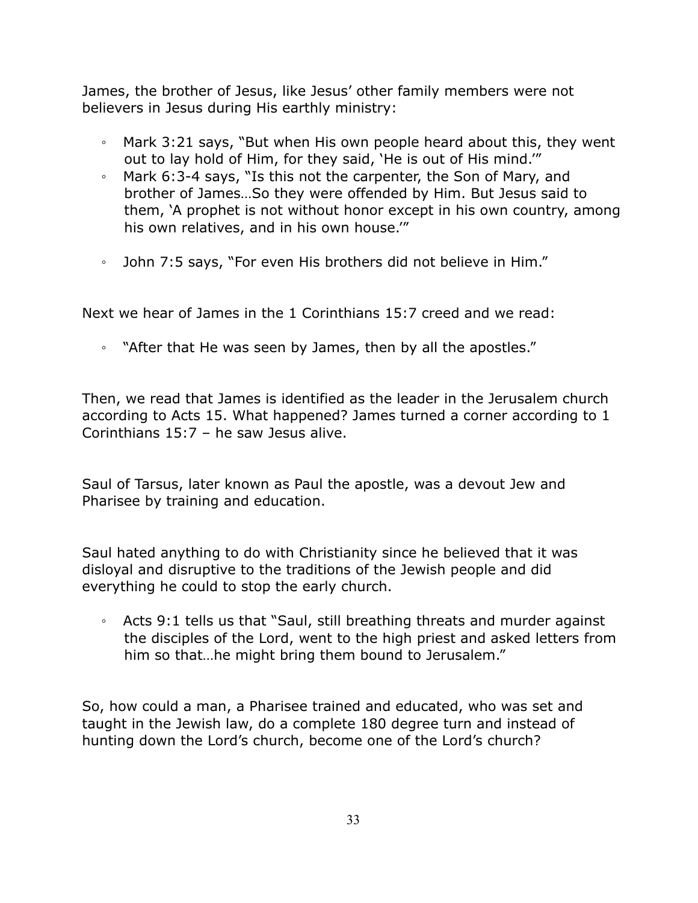James, the brother of Jesus, like Jesus' other family members were not believers in Jesus during His earthly ministry:

- Mark 3:21 says, "But when His own people heard about this, they went out to lay hold of Him, for they said, 'He is out of His mind.'"
- Mark 6:3-4 says, "Is this not the carpenter, the Son of Mary, and brother of James…So they were offended by Him. But Jesus said to them, 'A prophet is not without honor except in his own country, among his own relatives, and in his own house.'"
- John 7:5 says, "For even His brothers did not believe in Him."

Next we hear of James in the 1 Corinthians 15:7 creed and we read:

- "After that He was seen by James, then by all the apostles."

Then, we read that James is identified as the leader in the Jerusalem church according to Acts 15. What happened? James turned a corner according to 1 Corinthians 15:7 – he saw Jesus alive.

Saul of Tarsus, later known as Paul the apostle, was a devout Jew and Pharisee by training and education.

Saul hated anything to do with Christianity since he believed that it was disloyal and disruptive to the traditions of the Jewish people and did everything he could to stop the early church.

- Acts 9:1 tells us that "Saul, still breathing threats and murder against the disciples of the Lord, went to the high priest and asked letters from him so that…he might bring them bound to Jerusalem."

So, how could a man, a Pharisee trained and educated, who was set and taught in the Jewish law, do a complete 180 degree turn and instead of hunting down the Lord's church, become one of the Lord's church?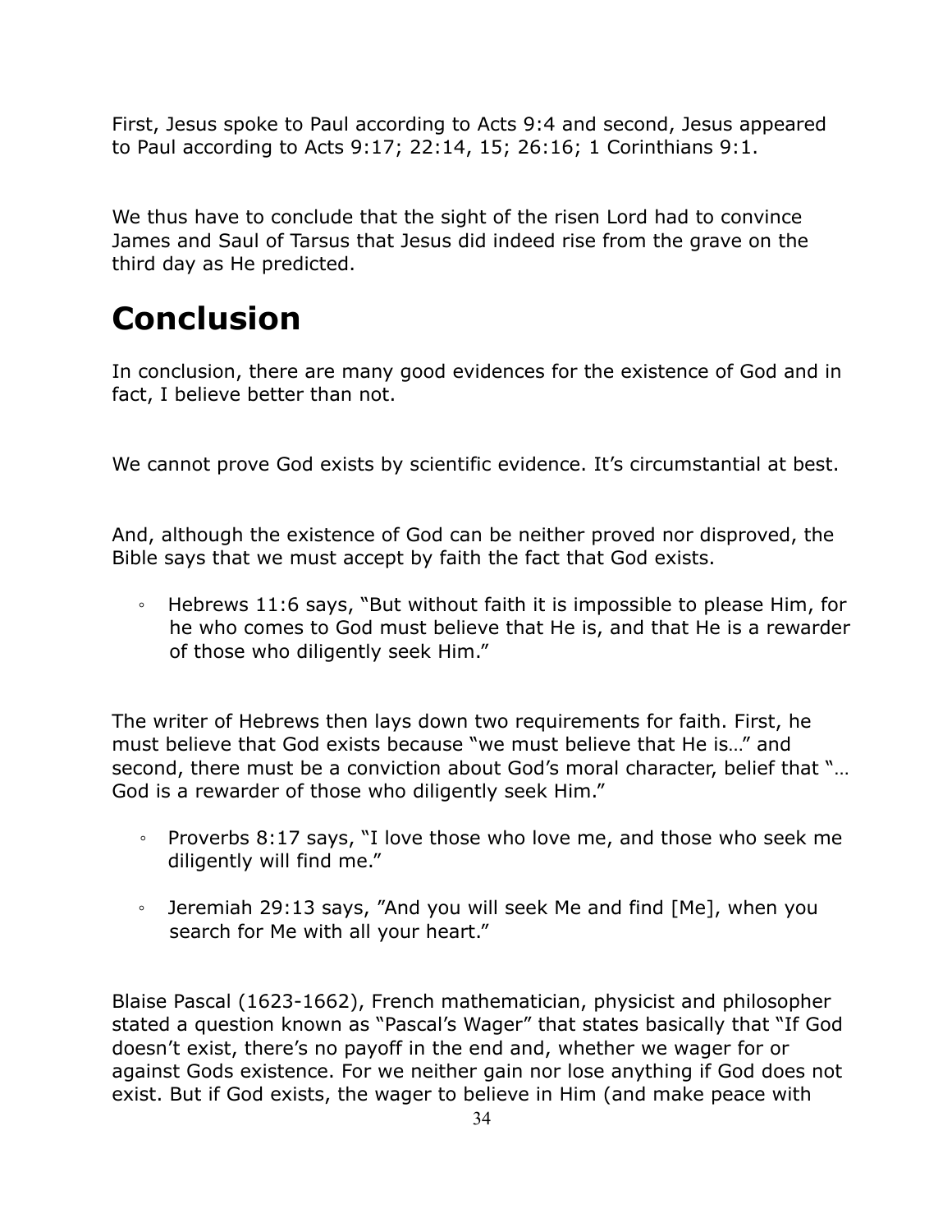First, Jesus spoke to Paul according to Acts 9:4 and second, Jesus appeared to Paul according to Acts 9:17; 22:14, 15; 26:16; 1 Corinthians 9:1.

We thus have to conclude that the sight of the risen Lord had to convince James and Saul of Tarsus that Jesus did indeed rise from the grave on the third day as He predicted.

# Conclusion

In conclusion, there are many good evidences for the existence of God and in fact, I believe better than not.

We cannot prove God exists by scientific evidence. It's circumstantial at best.

And, although the existence of God can be neither proved nor disproved, the Bible says that we must accept by faith the fact that God exists.

- Hebrews 11:6 says, "But without faith it is impossible to please Him, for he who comes to God must believe that He is, and that He is a rewarder of those who diligently seek Him."

The writer of Hebrews then lays down two requirements for faith. First, he must believe that God exists because "we must believe that He is…" and second, there must be a conviction about God's moral character, belief that "…God is a rewarder of those who diligently seek Him."

- Proverbs 8:17 says, "I love those who love me, and those who seek me diligently will find me."
- Jeremiah 29:13 says, "And you will seek Me and find [Me], when you search for Me with all your heart."

Blaise Pascal (1623-1662), French mathematician, physicist and philosopher stated a question known as "Pascal's Wager" that states basically that "If God doesn't exist, there's no payoff in the end and, whether we wager for or against Gods existence. For we neither gain nor lose anything if God does not exist. But if God exists, the wager to believe in Him (and make peace with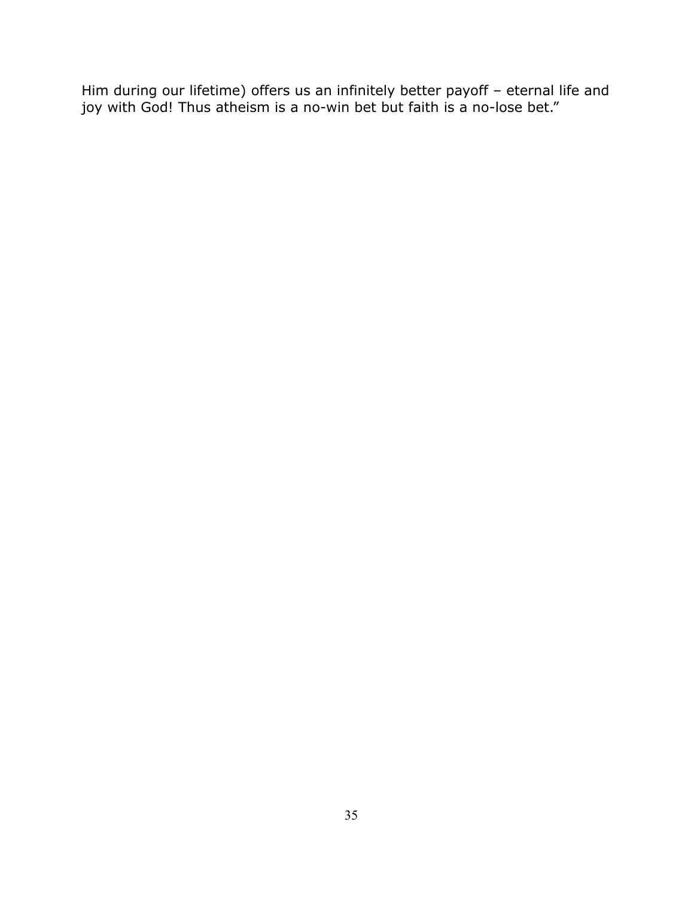Him during our lifetime) offers us an infinitely better payoff – eternal life and joy with God! Thus atheism is a no-win bet but faith is a no-lose bet."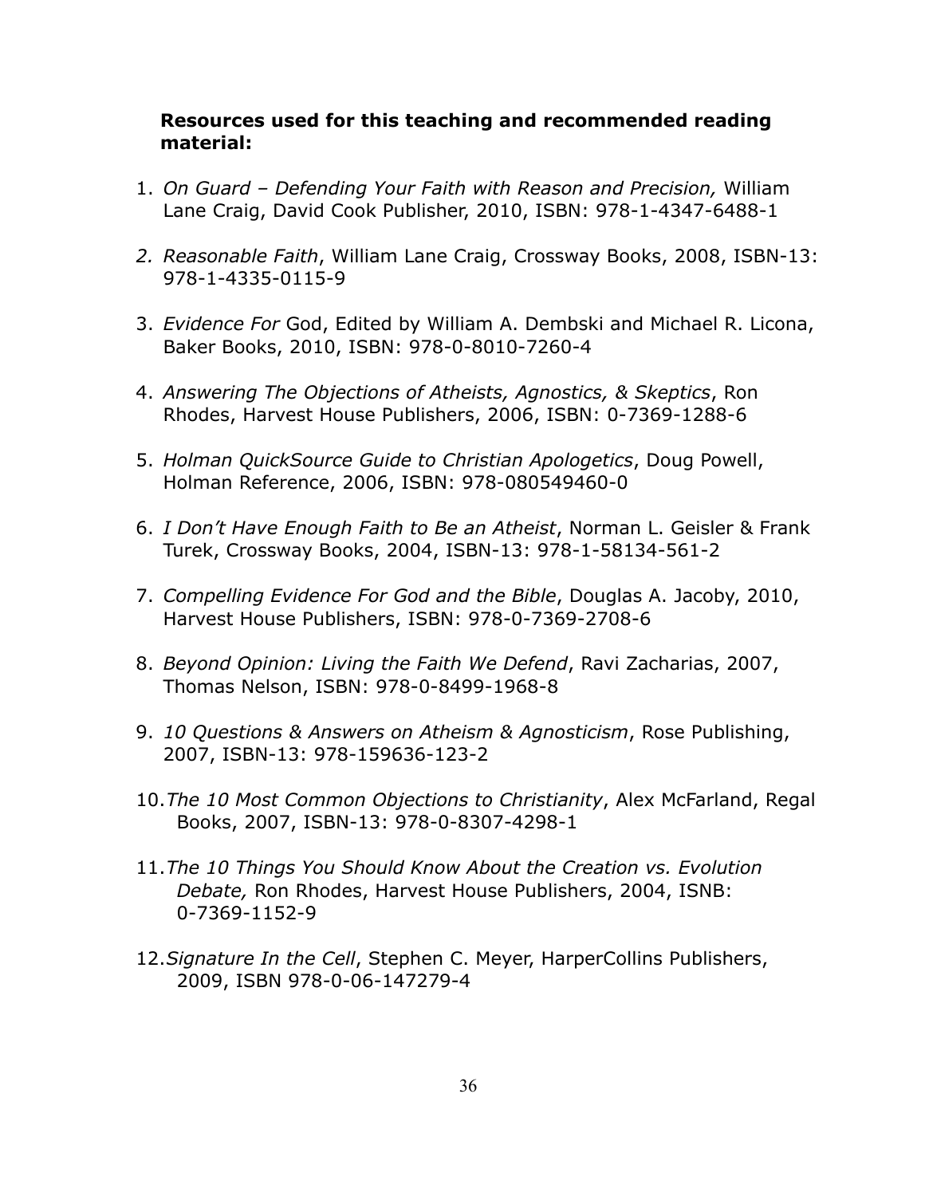**Resources used for this teaching and recommended reading material:**

1. *On Guard – Defending Your Faith with Reason and Precision,* William Lane Craig, David Cook Publisher, 2010, ISBN: 978-1-4347-6488-1

2. *Reasonable Faith*, William Lane Craig, Crossway Books, 2008, ISBN-13: 978-1-4335-0115-9

3. *Evidence For* God, Edited by William A. Dembski and Michael R. Licona, Baker Books, 2010, ISBN: 978-0-8010-7260-4

4. *Answering The Objections of Atheists, Agnostics, & Skeptics*, Ron Rhodes, Harvest House Publishers, 2006, ISBN: 0-7369-1288-6

5. *Holman QuickSource Guide to Christian Apologetics*, Doug Powell, Holman Reference, 2006, ISBN: 978-080549460-0

6. *I Don't Have Enough Faith to Be an Atheist*, Norman L. Geisler & Frank Turek, Crossway Books, 2004, ISBN-13: 978-1-58134-561-2

7. *Compelling Evidence For God and the Bible*, Douglas A. Jacoby, 2010, Harvest House Publishers, ISBN: 978-0-7369-2708-6

8. *Beyond Opinion: Living the Faith We Defend*, Ravi Zacharias, 2007, Thomas Nelson, ISBN: 978-0-8499-1968-8

9. *10 Questions & Answers on Atheism & Agnosticism*, Rose Publishing, 2007, ISBN-13: 978-159636-123-2

10. *The 10 Most Common Objections to Christianity*, Alex McFarland, Regal Books, 2007, ISBN-13: 978-0-8307-4298-1

11. *The 10 Things You Should Know About the Creation vs. Evolution Debate,* Ron Rhodes, Harvest House Publishers, 2004, ISNB: 0-7369-1152-9

12. *Signature In the Cell*, Stephen C. Meyer, HarperCollins Publishers, 2009, ISBN 978-0-06-147279-4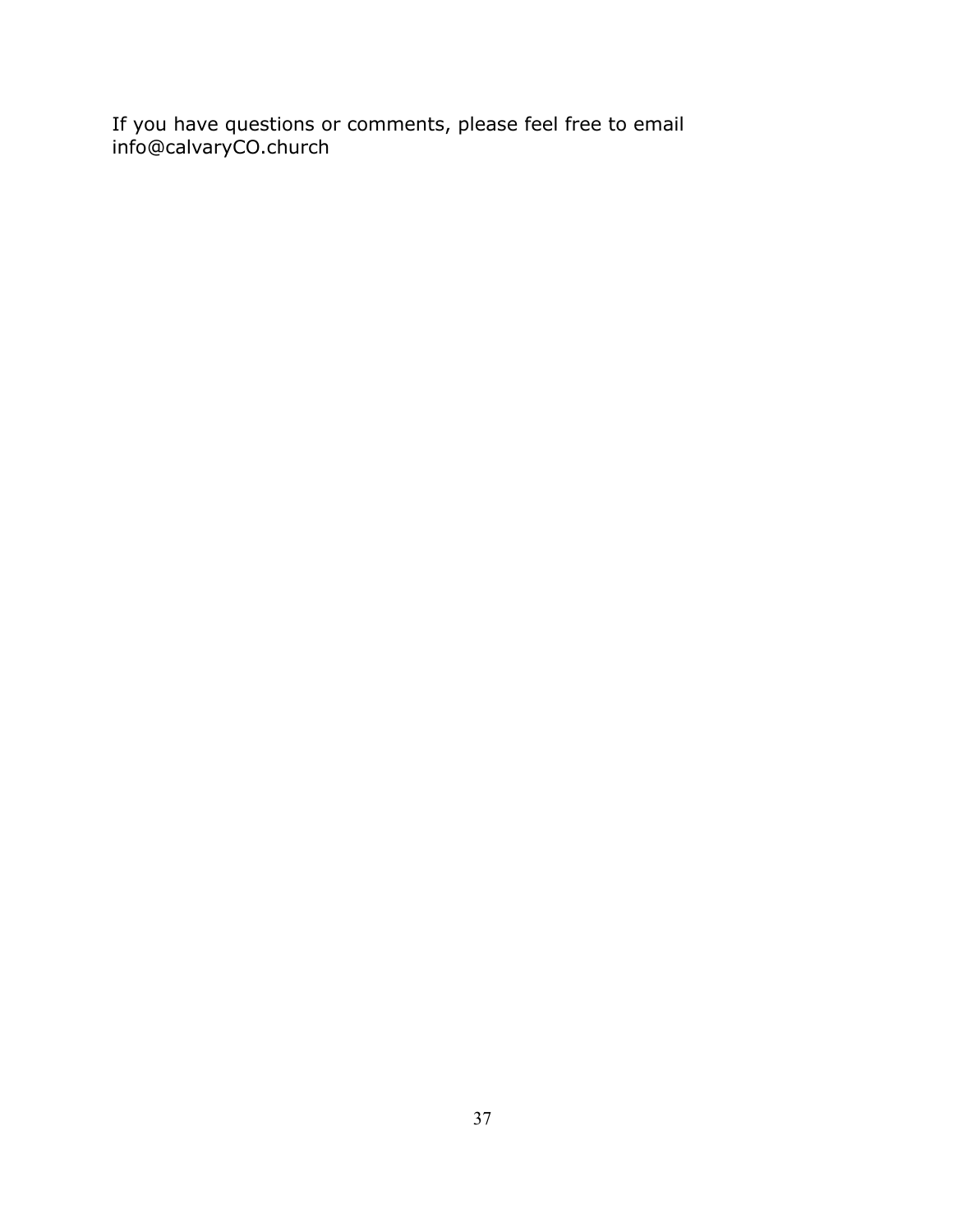If you have questions or comments, please feel free to email info@calvaryCO.church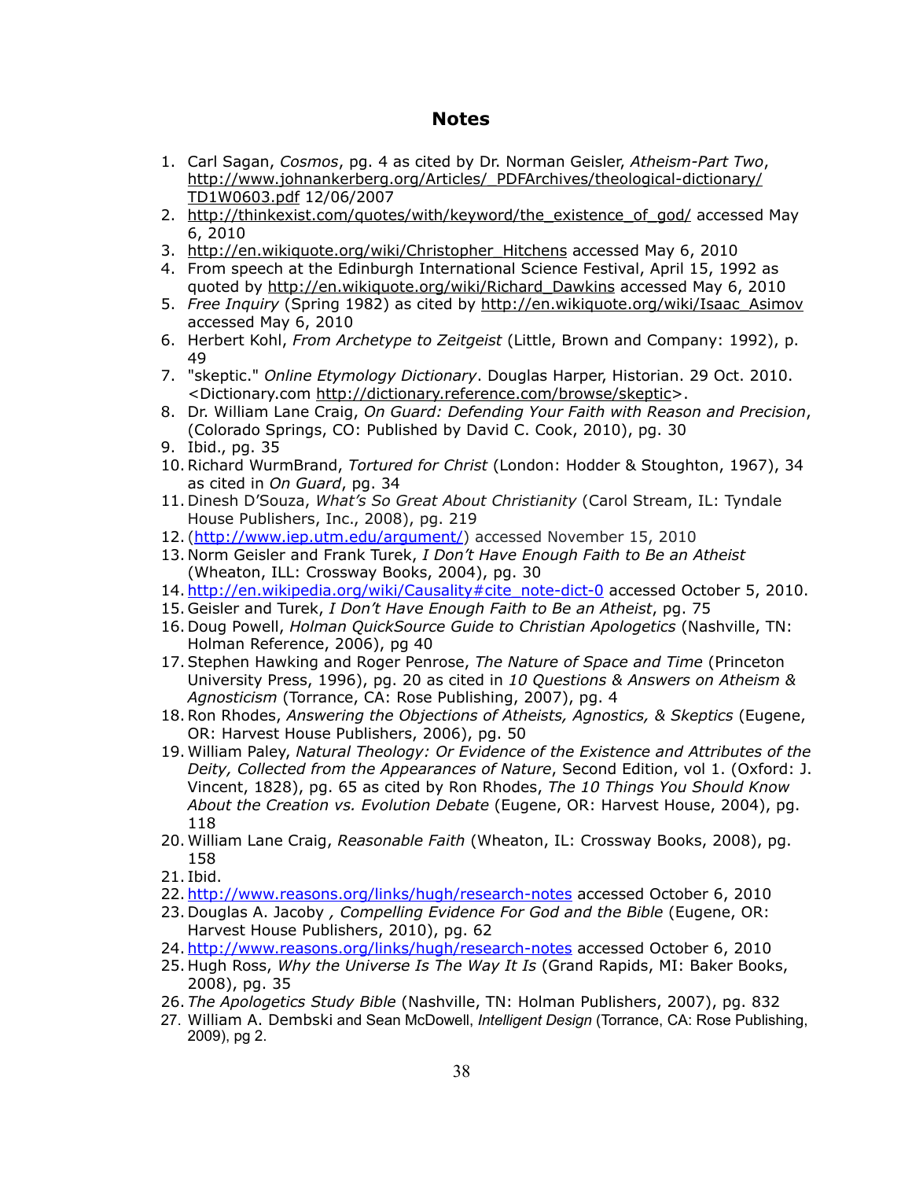# Notes

1. Carl Sagan, *Cosmos*, pg. 4 as cited by Dr. Norman Geisler, *Atheism-Part Two*, http://www.johnankerberg.org/Articles/_PDFArchives/theological-dictionary/TD1W0603.pdf 12/06/2007
2. http://thinkexist.com/quotes/with/keyword/the_existence_of_god/ accessed May 6, 2010
3. http://en.wikiquote.org/wiki/Christopher_Hitchens accessed May 6, 2010
4. From speech at the Edinburgh International Science Festival, April 15, 1992 as quoted by http://en.wikiquote.org/wiki/Richard_Dawkins accessed May 6, 2010
5. *Free Inquiry* (Spring 1982) as cited by http://en.wikiquote.org/wiki/Isaac_Asimov accessed May 6, 2010
6. Herbert Kohl, *From Archetype to Zeitgeist* (Little, Brown and Company: 1992), p. 49
7. "skeptic." *Online Etymology Dictionary*. Douglas Harper, Historian. 29 Oct. 2010. <Dictionary.com http://dictionary.reference.com/browse/skeptic>.
8. Dr. William Lane Craig, *On Guard: Defending Your Faith with Reason and Precision*, (Colorado Springs, CO: Published by David C. Cook, 2010), pg. 30
9. Ibid., pg. 35
10. Richard WurmBrand, *Tortured for Christ* (London: Hodder & Stoughton, 1967), 34 as cited in *On Guard*, pg. 34
11. Dinesh D'Souza, *What's So Great About Christianity* (Carol Stream, IL: Tyndale House Publishers, Inc., 2008), pg. 219
12. (http://www.iep.utm.edu/argument/) accessed November 15, 2010
13. Norm Geisler and Frank Turek, *I Don't Have Enough Faith to Be an Atheist* (Wheaton, ILL: Crossway Books, 2004), pg. 30
14. http://en.wikipedia.org/wiki/Causality#cite_note-dict-0 accessed October 5, 2010.
15. Geisler and Turek, *I Don't Have Enough Faith to Be an Atheist*, pg. 75
16. Doug Powell, *Holman QuickSource Guide to Christian Apologetics* (Nashville, TN: Holman Reference, 2006), pg 40
17. Stephen Hawking and Roger Penrose, *The Nature of Space and Time* (Princeton University Press, 1996), pg. 20 as cited in *10 Questions & Answers on Atheism & Agnosticism* (Torrance, CA: Rose Publishing, 2007), pg. 4
18. Ron Rhodes, *Answering the Objections of Atheists, Agnostics, & Skeptics* (Eugene, OR: Harvest House Publishers, 2006), pg. 50
19. William Paley, *Natural Theology: Or Evidence of the Existence and Attributes of the Deity, Collected from the Appearances of Nature*, Second Edition, vol 1. (Oxford: J. Vincent, 1828), pg. 65 as cited by Ron Rhodes, *The 10 Things You Should Know About the Creation vs. Evolution Debate* (Eugene, OR: Harvest House, 2004), pg. 118
20. William Lane Craig, *Reasonable Faith* (Wheaton, IL: Crossway Books, 2008), pg. 158
21. Ibid.
22. http://www.reasons.org/links/hugh/research-notes accessed October 6, 2010
23. Douglas A. Jacoby *, Compelling Evidence For God and the Bible* (Eugene, OR: Harvest House Publishers, 2010), pg. 62
24. http://www.reasons.org/links/hugh/research-notes accessed October 6, 2010
25. Hugh Ross, *Why the Universe Is The Way It Is* (Grand Rapids, MI: Baker Books, 2008), pg. 35
26. *The Apologetics Study Bible* (Nashville, TN: Holman Publishers, 2007), pg. 832
27. William A. Dembski and Sean McDowell, *Intelligent Design* (Torrance, CA: Rose Publishing, 2009), pg 2.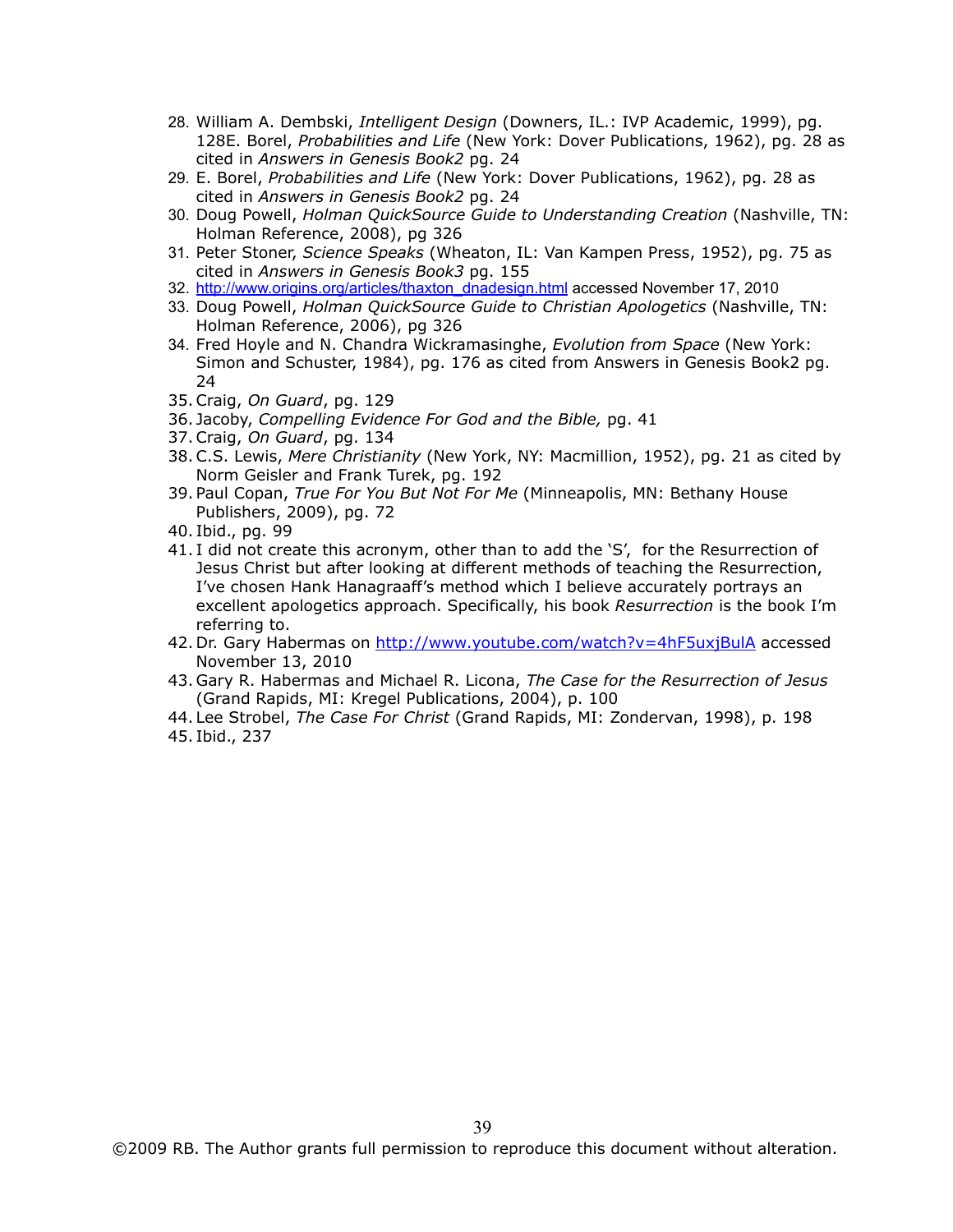28. William A. Dembski, *Intelligent Design* (Downers, IL.: IVP Academic, 1999), pg. 128E. Borel, *Probabilities and Life* (New York: Dover Publications, 1962), pg. 28 as cited in *Answers in Genesis Book2* pg. 24
29. E. Borel, *Probabilities and Life* (New York: Dover Publications, 1962), pg. 28 as cited in *Answers in Genesis Book2* pg. 24
30. Doug Powell, *Holman QuickSource Guide to Understanding Creation* (Nashville, TN: Holman Reference, 2008), pg 326
31. Peter Stoner, *Science Speaks* (Wheaton, IL: Van Kampen Press, 1952), pg. 75 as cited in *Answers in Genesis Book3* pg. 155
32. http://www.origins.org/articles/thaxton_dnadesign.html accessed November 17, 2010
33. Doug Powell, *Holman QuickSource Guide to Christian Apologetics* (Nashville, TN: Holman Reference, 2006), pg 326
34. Fred Hoyle and N. Chandra Wickramasinghe, *Evolution from Space* (New York: Simon and Schuster, 1984), pg. 176 as cited from Answers in Genesis Book2 pg. 24
35. Craig, *On Guard*, pg. 129
36. Jacoby, *Compelling Evidence For God and the Bible,* pg. 41
37. Craig, *On Guard*, pg. 134
38. C.S. Lewis, *Mere Christianity* (New York, NY: Macmillion, 1952), pg. 21 as cited by Norm Geisler and Frank Turek, pg. 192
39. Paul Copan, *True For You But Not For Me* (Minneapolis, MN: Bethany House Publishers, 2009), pg. 72
40. Ibid., pg. 99
41. I did not create this acronym, other than to add the 'S', for the Resurrection of Jesus Christ but after looking at different methods of teaching the Resurrection, I've chosen Hank Hanagraaff's method which I believe accurately portrays an excellent apologetics approach. Specifically, his book *Resurrection* is the book I'm referring to.
42. Dr. Gary Habermas on http://www.youtube.com/watch?v=4hF5uxjBulA accessed November 13, 2010
43. Gary R. Habermas and Michael R. Licona, *The Case for the Resurrection of Jesus* (Grand Rapids, MI: Kregel Publications, 2004), p. 100
44. Lee Strobel, *The Case For Christ* (Grand Rapids, MI: Zondervan, 1998), p. 198
45. Ibid., 237

©2009 RB. The Author grants full permission to reproduce this document without alteration.